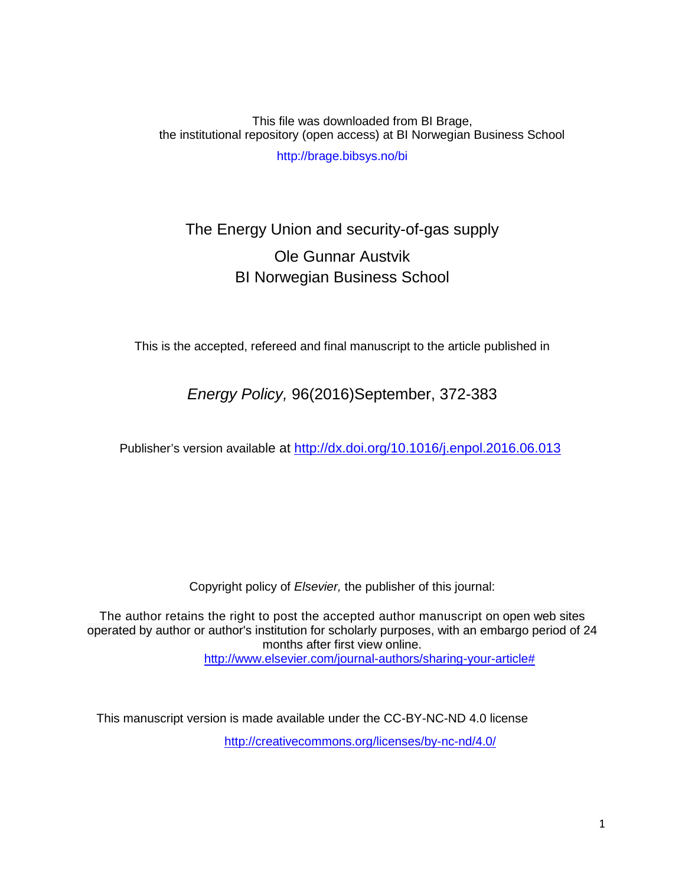This file was downloaded from BI Brage, the institutional repository (open access) at BI Norwegian Business School

http://brage.bibsys.no/bi

# The Energy Union and security-of-gas supply

Ole Gunnar Austvik
BI Norwegian Business School

This is the accepted, refereed and final manuscript to the article published in

*Energy Policy,* 96(2016)September, 372-383

Publisher's version available at http://dx.doi.org/10.1016/j.enpol.2016.06.013

Copyright policy of *Elsevier,* the publisher of this journal:

The author retains the right to post the accepted author manuscript on open web sites operated by author or author's institution for scholarly purposes, with an embargo period of 24 months after first view online.
http://www.elsevier.com/journal-authors/sharing-your-article#

This manuscript version is made available under the CC-BY-NC-ND 4.0 license

http://creativecommons.org/licenses/by-nc-nd/4.0/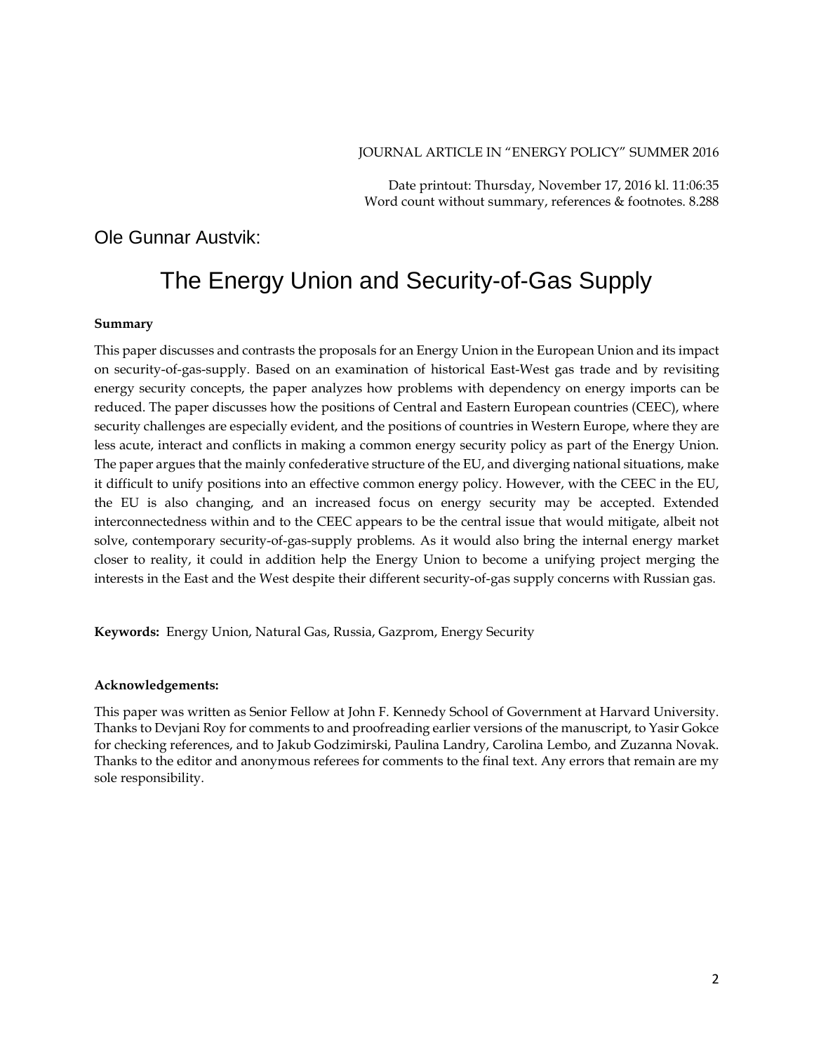JOURNAL ARTICLE IN "ENERGY POLICY" SUMMER 2016

Date printout: Thursday, November 17, 2016 kl. 11:06:35
Word count without summary, references & footnotes. 8.288

Ole Gunnar Austvik:

# The Energy Union and Security-of-Gas Supply

**Summary**

This paper discusses and contrasts the proposals for an Energy Union in the European Union and its impact on security-of-gas-supply. Based on an examination of historical East-West gas trade and by revisiting energy security concepts, the paper analyzes how problems with dependency on energy imports can be reduced. The paper discusses how the positions of Central and Eastern European countries (CEEC), where security challenges are especially evident, and the positions of countries in Western Europe, where they are less acute, interact and conflicts in making a common energy security policy as part of the Energy Union. The paper argues that the mainly confederative structure of the EU, and diverging national situations, make it difficult to unify positions into an effective common energy policy. However, with the CEEC in the EU, the EU is also changing, and an increased focus on energy security may be accepted. Extended interconnectedness within and to the CEEC appears to be the central issue that would mitigate, albeit not solve, contemporary security-of-gas-supply problems. As it would also bring the internal energy market closer to reality, it could in addition help the Energy Union to become a unifying project merging the interests in the East and the West despite their different security-of-gas supply concerns with Russian gas.

**Keywords:** Energy Union, Natural Gas, Russia, Gazprom, Energy Security

**Acknowledgements:**

This paper was written as Senior Fellow at John F. Kennedy School of Government at Harvard University. Thanks to Devjani Roy for comments to and proofreading earlier versions of the manuscript, to Yasir Gokce for checking references, and to Jakub Godzimirski, Paulina Landry, Carolina Lembo, and Zuzanna Novak. Thanks to the editor and anonymous referees for comments to the final text. Any errors that remain are my sole responsibility.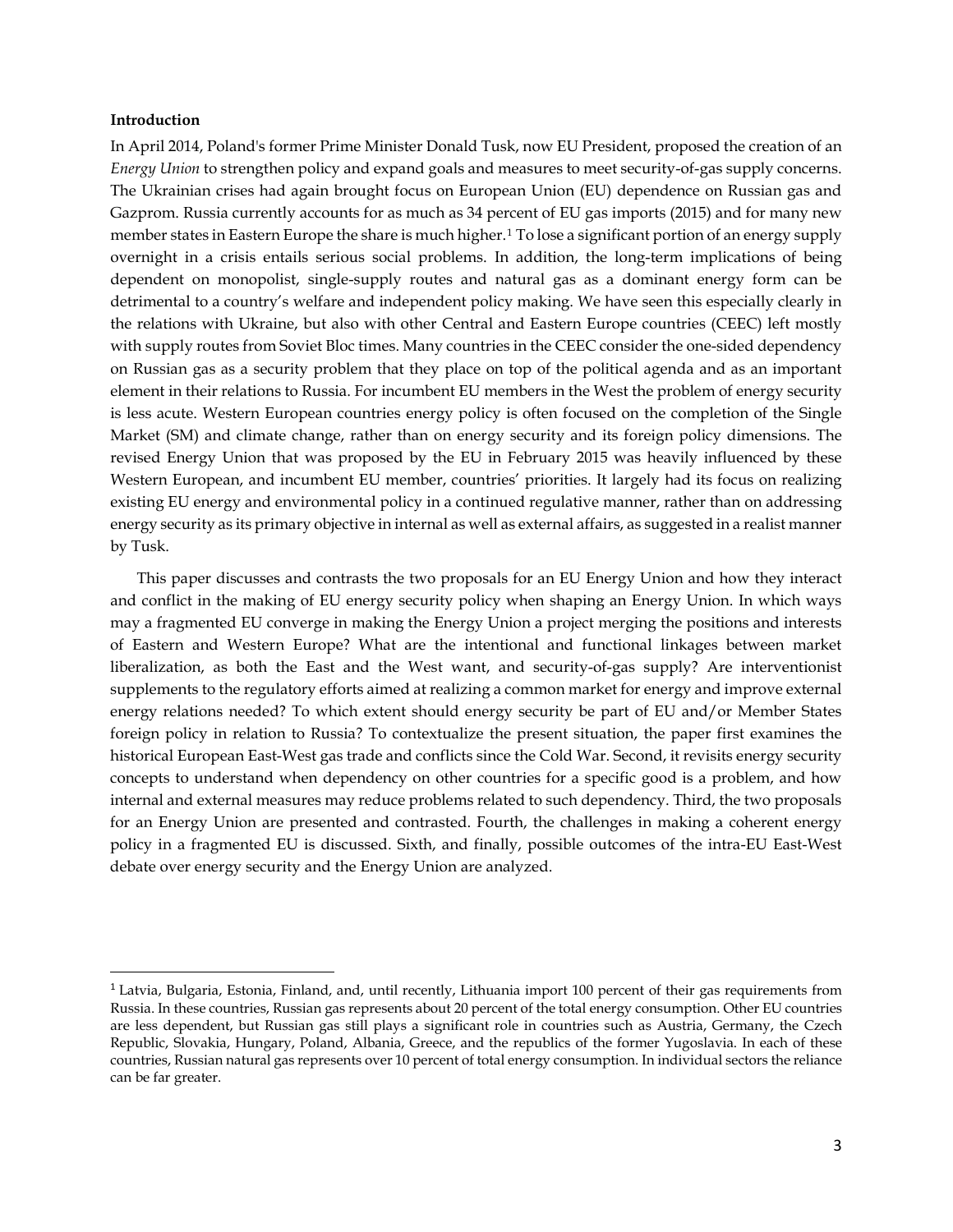**Introduction**

In April 2014, Poland's former Prime Minister Donald Tusk, now EU President, proposed the creation of an *Energy Union* to strengthen policy and expand goals and measures to meet security-of-gas supply concerns. The Ukrainian crises had again brought focus on European Union (EU) dependence on Russian gas and Gazprom. Russia currently accounts for as much as 34 percent of EU gas imports (2015) and for many new member states in Eastern Europe the share is much higher.[1] To lose a significant portion of an energy supply overnight in a crisis entails serious social problems. In addition, the long-term implications of being dependent on monopolist, single-supply routes and natural gas as a dominant energy form can be detrimental to a country's welfare and independent policy making. We have seen this especially clearly in the relations with Ukraine, but also with other Central and Eastern Europe countries (CEEC) left mostly with supply routes from Soviet Bloc times. Many countries in the CEEC consider the one-sided dependency on Russian gas as a security problem that they place on top of the political agenda and as an important element in their relations to Russia. For incumbent EU members in the West the problem of energy security is less acute. Western European countries energy policy is often focused on the completion of the Single Market (SM) and climate change, rather than on energy security and its foreign policy dimensions. The revised Energy Union that was proposed by the EU in February 2015 was heavily influenced by these Western European, and incumbent EU member, countries' priorities. It largely had its focus on realizing existing EU energy and environmental policy in a continued regulative manner, rather than on addressing energy security as its primary objective in internal as well as external affairs, as suggested in a realist manner by Tusk.

This paper discusses and contrasts the two proposals for an EU Energy Union and how they interact and conflict in the making of EU energy security policy when shaping an Energy Union. In which ways may a fragmented EU converge in making the Energy Union a project merging the positions and interests of Eastern and Western Europe? What are the intentional and functional linkages between market liberalization, as both the East and the West want, and security-of-gas supply? Are interventionist supplements to the regulatory efforts aimed at realizing a common market for energy and improve external energy relations needed? To which extent should energy security be part of EU and/or Member States foreign policy in relation to Russia? To contextualize the present situation, the paper first examines the historical European East-West gas trade and conflicts since the Cold War. Second, it revisits energy security concepts to understand when dependency on other countries for a specific good is a problem, and how internal and external measures may reduce problems related to such dependency. Third, the two proposals for an Energy Union are presented and contrasted. Fourth, the challenges in making a coherent energy policy in a fragmented EU is discussed. Sixth, and finally, possible outcomes of the intra-EU East-West debate over energy security and the Energy Union are analyzed.

---

[1] Latvia, Bulgaria, Estonia, Finland, and, until recently, Lithuania import 100 percent of their gas requirements from Russia. In these countries, Russian gas represents about 20 percent of the total energy consumption. Other EU countries are less dependent, but Russian gas still plays a significant role in countries such as Austria, Germany, the Czech Republic, Slovakia, Hungary, Poland, Albania, Greece, and the republics of the former Yugoslavia. In each of these countries, Russian natural gas represents over 10 percent of total energy consumption. In individual sectors the reliance can be far greater.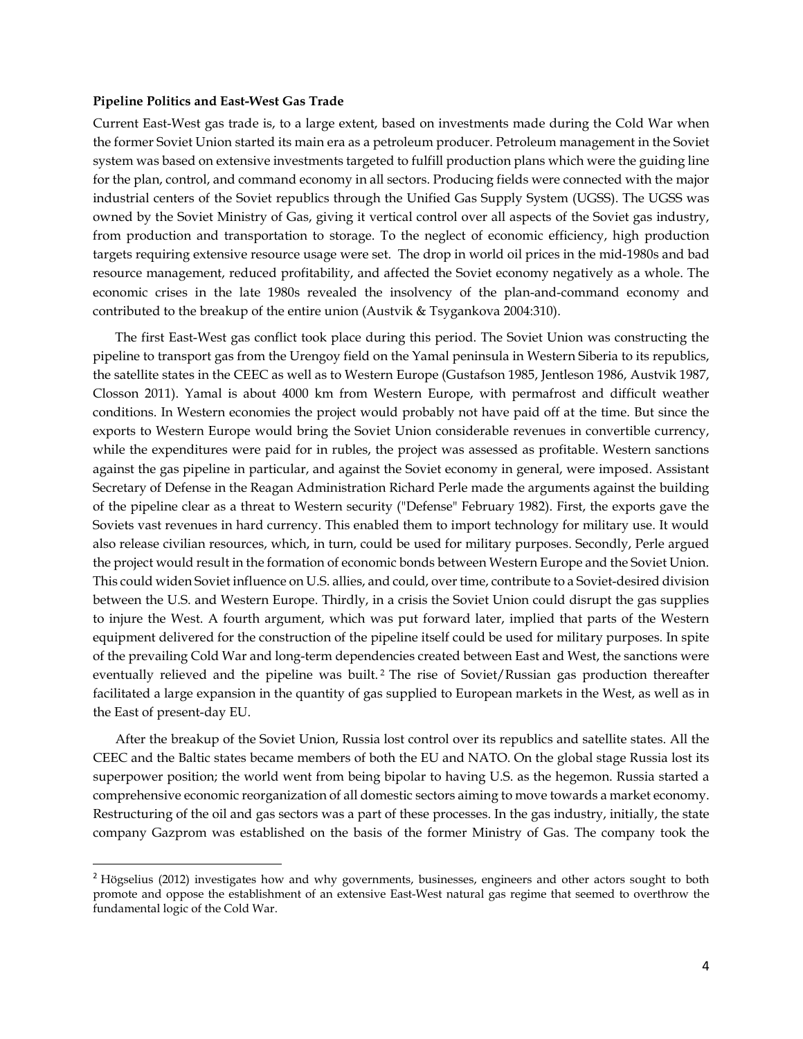**Pipeline Politics and East-West Gas Trade**

Current East-West gas trade is, to a large extent, based on investments made during the Cold War when the former Soviet Union started its main era as a petroleum producer. Petroleum management in the Soviet system was based on extensive investments targeted to fulfill production plans which were the guiding line for the plan, control, and command economy in all sectors. Producing fields were connected with the major industrial centers of the Soviet republics through the Unified Gas Supply System (UGSS). The UGSS was owned by the Soviet Ministry of Gas, giving it vertical control over all aspects of the Soviet gas industry, from production and transportation to storage. To the neglect of economic efficiency, high production targets requiring extensive resource usage were set. The drop in world oil prices in the mid-1980s and bad resource management, reduced profitability, and affected the Soviet economy negatively as a whole. The economic crises in the late 1980s revealed the insolvency of the plan-and-command economy and contributed to the breakup of the entire union (Austvik & Tsygankova 2004:310).

The first East-West gas conflict took place during this period. The Soviet Union was constructing the pipeline to transport gas from the Urengoy field on the Yamal peninsula in Western Siberia to its republics, the satellite states in the CEEC as well as to Western Europe (Gustafson 1985, Jentleson 1986, Austvik 1987, Closson 2011). Yamal is about 4000 km from Western Europe, with permafrost and difficult weather conditions. In Western economies the project would probably not have paid off at the time. But since the exports to Western Europe would bring the Soviet Union considerable revenues in convertible currency, while the expenditures were paid for in rubles, the project was assessed as profitable. Western sanctions against the gas pipeline in particular, and against the Soviet economy in general, were imposed. Assistant Secretary of Defense in the Reagan Administration Richard Perle made the arguments against the building of the pipeline clear as a threat to Western security ("Defense" February 1982). First, the exports gave the Soviets vast revenues in hard currency. This enabled them to import technology for military use. It would also release civilian resources, which, in turn, could be used for military purposes. Secondly, Perle argued the project would result in the formation of economic bonds between Western Europe and the Soviet Union. This could widen Soviet influence on U.S. allies, and could, over time, contribute to a Soviet-desired division between the U.S. and Western Europe. Thirdly, in a crisis the Soviet Union could disrupt the gas supplies to injure the West. A fourth argument, which was put forward later, implied that parts of the Western equipment delivered for the construction of the pipeline itself could be used for military purposes. In spite of the prevailing Cold War and long-term dependencies created between East and West, the sanctions were eventually relieved and the pipeline was built.[2] The rise of Soviet/Russian gas production thereafter facilitated a large expansion in the quantity of gas supplied to European markets in the West, as well as in the East of present-day EU.

After the breakup of the Soviet Union, Russia lost control over its republics and satellite states. All the CEEC and the Baltic states became members of both the EU and NATO. On the global stage Russia lost its superpower position; the world went from being bipolar to having U.S. as the hegemon. Russia started a comprehensive economic reorganization of all domestic sectors aiming to move towards a market economy. Restructuring of the oil and gas sectors was a part of these processes. In the gas industry, initially, the state company Gazprom was established on the basis of the former Ministry of Gas. The company took the

---

[2] Högselius (2012) investigates how and why governments, businesses, engineers and other actors sought to both promote and oppose the establishment of an extensive East-West natural gas regime that seemed to overthrow the fundamental logic of the Cold War.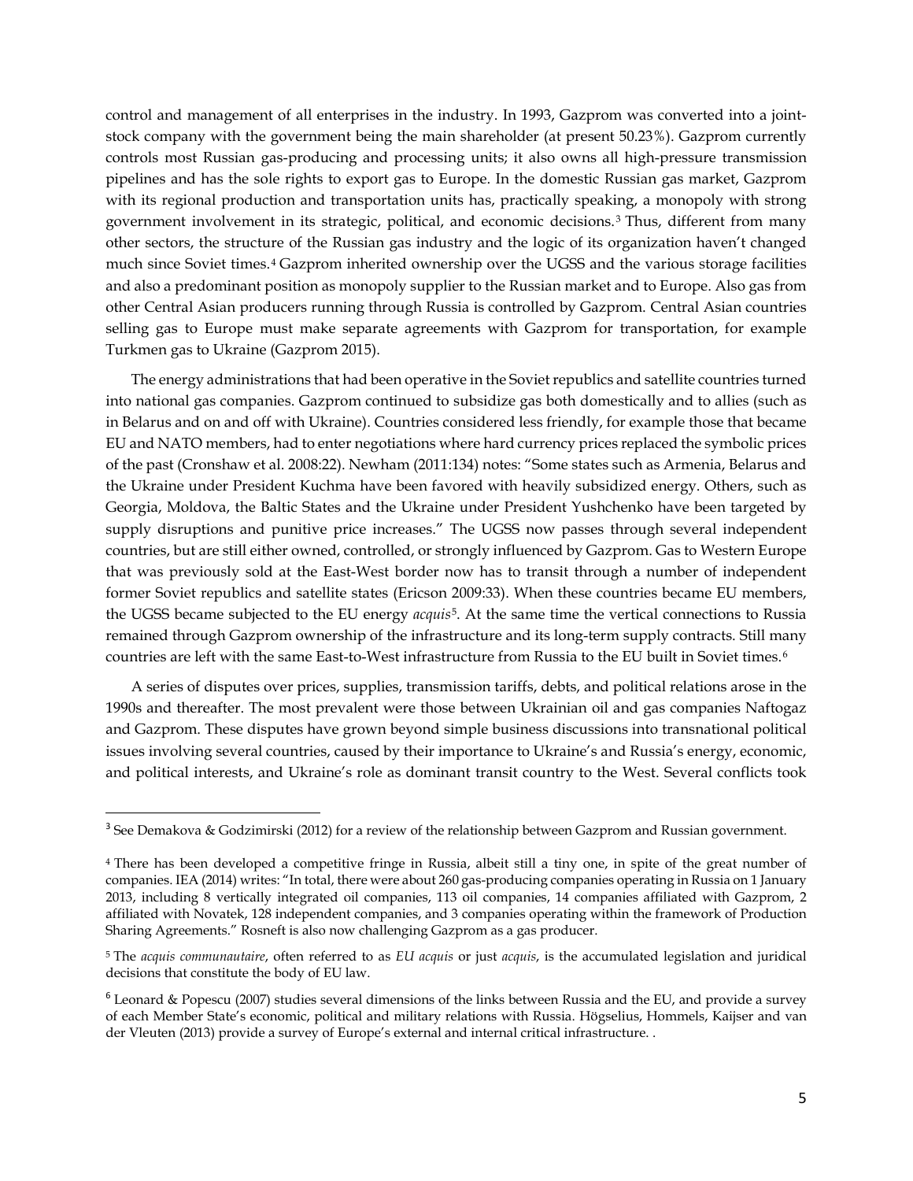control and management of all enterprises in the industry. In 1993, Gazprom was converted into a joint-stock company with the government being the main shareholder (at present 50.23%). Gazprom currently controls most Russian gas-producing and processing units; it also owns all high-pressure transmission pipelines and has the sole rights to export gas to Europe. In the domestic Russian gas market, Gazprom with its regional production and transportation units has, practically speaking, a monopoly with strong government involvement in its strategic, political, and economic decisions.[3] Thus, different from many other sectors, the structure of the Russian gas industry and the logic of its organization haven't changed much since Soviet times.[4] Gazprom inherited ownership over the UGSS and the various storage facilities and also a predominant position as monopoly supplier to the Russian market and to Europe. Also gas from other Central Asian producers running through Russia is controlled by Gazprom. Central Asian countries selling gas to Europe must make separate agreements with Gazprom for transportation, for example Turkmen gas to Ukraine (Gazprom 2015).

The energy administrations that had been operative in the Soviet republics and satellite countries turned into national gas companies. Gazprom continued to subsidize gas both domestically and to allies (such as in Belarus and on and off with Ukraine). Countries considered less friendly, for example those that became EU and NATO members, had to enter negotiations where hard currency prices replaced the symbolic prices of the past (Cronshaw et al. 2008:22). Newham (2011:134) notes: "Some states such as Armenia, Belarus and the Ukraine under President Kuchma have been favored with heavily subsidized energy. Others, such as Georgia, Moldova, the Baltic States and the Ukraine under President Yushchenko have been targeted by supply disruptions and punitive price increases." The UGSS now passes through several independent countries, but are still either owned, controlled, or strongly influenced by Gazprom. Gas to Western Europe that was previously sold at the East-West border now has to transit through a number of independent former Soviet republics and satellite states (Ericson 2009:33). When these countries became EU members, the UGSS became subjected to the EU energy *acquis*[5]. At the same time the vertical connections to Russia remained through Gazprom ownership of the infrastructure and its long-term supply contracts. Still many countries are left with the same East-to-West infrastructure from Russia to the EU built in Soviet times.[6]

A series of disputes over prices, supplies, transmission tariffs, debts, and political relations arose in the 1990s and thereafter. The most prevalent were those between Ukrainian oil and gas companies Naftogaz and Gazprom. These disputes have grown beyond simple business discussions into transnational political issues involving several countries, caused by their importance to Ukraine's and Russia's energy, economic, and political interests, and Ukraine's role as dominant transit country to the West. Several conflicts took

---

[3] See Demakova & Godzimirski (2012) for a review of the relationship between Gazprom and Russian government.

[4] There has been developed a competitive fringe in Russia, albeit still a tiny one, in spite of the great number of companies. IEA (2014) writes: "In total, there were about 260 gas-producing companies operating in Russia on 1 January 2013, including 8 vertically integrated oil companies, 113 oil companies, 14 companies affiliated with Gazprom, 2 affiliated with Novatek, 128 independent companies, and 3 companies operating within the framework of Production Sharing Agreements." Rosneft is also now challenging Gazprom as a gas producer.

[5] The *acquis communautaire*, often referred to as *EU acquis* or just *acquis*, is the accumulated legislation and juridical decisions that constitute the body of EU law.

[6] Leonard & Popescu (2007) studies several dimensions of the links between Russia and the EU, and provide a survey of each Member State's economic, political and military relations with Russia. Högselius, Hommels, Kaijser and van der Vleuten (2013) provide a survey of Europe's external and internal critical infrastructure. .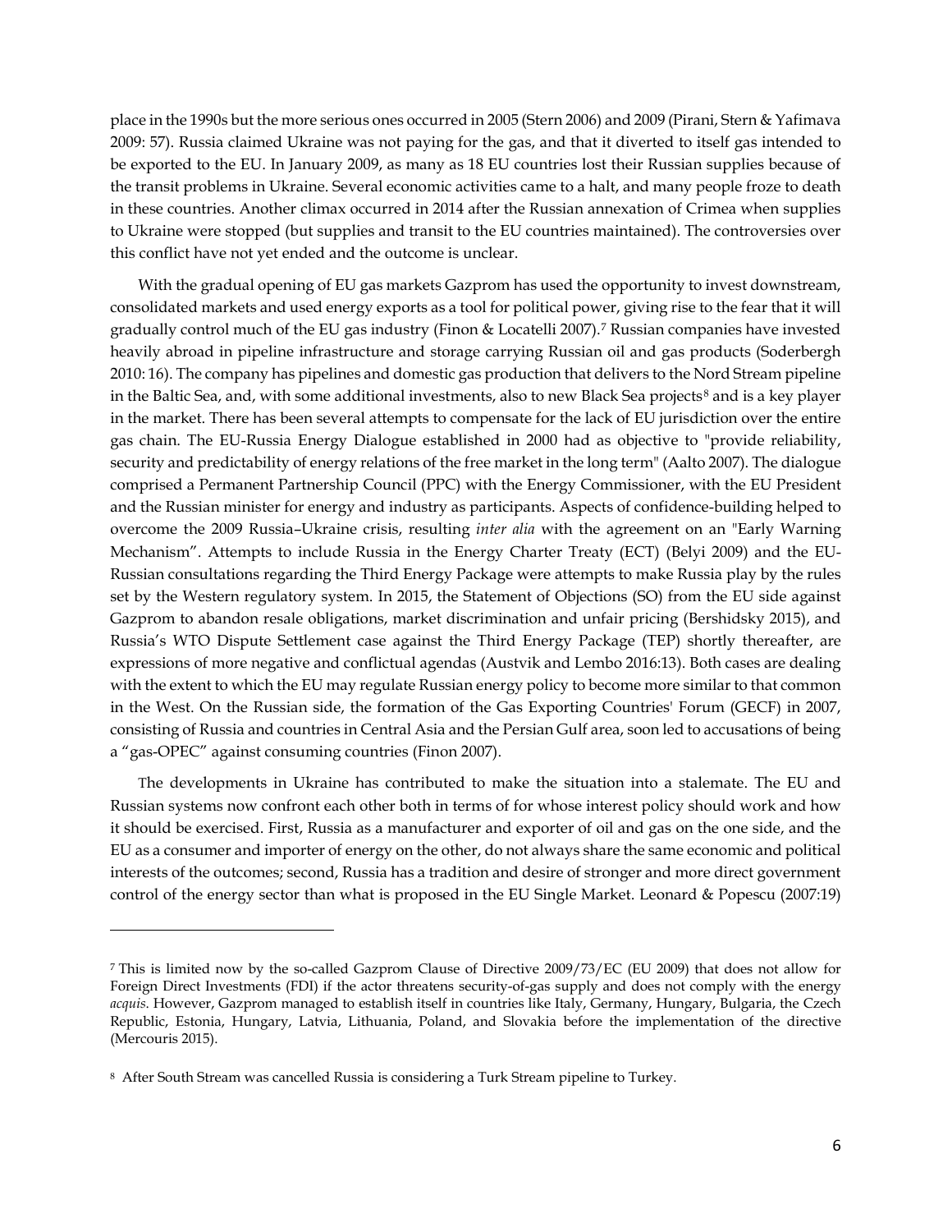place in the 1990s but the more serious ones occurred in 2005 (Stern 2006) and 2009 (Pirani, Stern & Yafimava 2009: 57). Russia claimed Ukraine was not paying for the gas, and that it diverted to itself gas intended to be exported to the EU. In January 2009, as many as 18 EU countries lost their Russian supplies because of the transit problems in Ukraine. Several economic activities came to a halt, and many people froze to death in these countries. Another climax occurred in 2014 after the Russian annexation of Crimea when supplies to Ukraine were stopped (but supplies and transit to the EU countries maintained). The controversies over this conflict have not yet ended and the outcome is unclear.

With the gradual opening of EU gas markets Gazprom has used the opportunity to invest downstream, consolidated markets and used energy exports as a tool for political power, giving rise to the fear that it will gradually control much of the EU gas industry (Finon & Locatelli 2007).[7] Russian companies have invested heavily abroad in pipeline infrastructure and storage carrying Russian oil and gas products (Soderbergh 2010: 16). The company has pipelines and domestic gas production that delivers to the Nord Stream pipeline in the Baltic Sea, and, with some additional investments, also to new Black Sea projects[8] and is a key player in the market. There has been several attempts to compensate for the lack of EU jurisdiction over the entire gas chain. The EU-Russia Energy Dialogue established in 2000 had as objective to "provide reliability, security and predictability of energy relations of the free market in the long term" (Aalto 2007). The dialogue comprised a Permanent Partnership Council (PPC) with the Energy Commissioner, with the EU President and the Russian minister for energy and industry as participants. Aspects of confidence-building helped to overcome the 2009 Russia–Ukraine crisis, resulting *inter alia* with the agreement on an "Early Warning Mechanism". Attempts to include Russia in the Energy Charter Treaty (ECT) (Belyi 2009) and the EU-Russian consultations regarding the Third Energy Package were attempts to make Russia play by the rules set by the Western regulatory system. In 2015, the Statement of Objections (SO) from the EU side against Gazprom to abandon resale obligations, market discrimination and unfair pricing (Bershidsky 2015), and Russia's WTO Dispute Settlement case against the Third Energy Package (TEP) shortly thereafter, are expressions of more negative and conflictual agendas (Austvik and Lembo 2016:13). Both cases are dealing with the extent to which the EU may regulate Russian energy policy to become more similar to that common in the West. On the Russian side, the formation of the Gas Exporting Countries' Forum (GECF) in 2007, consisting of Russia and countries in Central Asia and the Persian Gulf area, soon led to accusations of being a "gas-OPEC" against consuming countries (Finon 2007).

The developments in Ukraine has contributed to make the situation into a stalemate. The EU and Russian systems now confront each other both in terms of for whose interest policy should work and how it should be exercised. First, Russia as a manufacturer and exporter of oil and gas on the one side, and the EU as a consumer and importer of energy on the other, do not always share the same economic and political interests of the outcomes; second, Russia has a tradition and desire of stronger and more direct government control of the energy sector than what is proposed in the EU Single Market. Leonard & Popescu (2007:19)

---

[7] This is limited now by the so-called Gazprom Clause of Directive 2009/73/EC (EU 2009) that does not allow for Foreign Direct Investments (FDI) if the actor threatens security-of-gas supply and does not comply with the energy *acquis*. However, Gazprom managed to establish itself in countries like Italy, Germany, Hungary, Bulgaria, the Czech Republic, Estonia, Hungary, Latvia, Lithuania, Poland, and Slovakia before the implementation of the directive (Mercouris 2015).

[8] After South Stream was cancelled Russia is considering a Turk Stream pipeline to Turkey.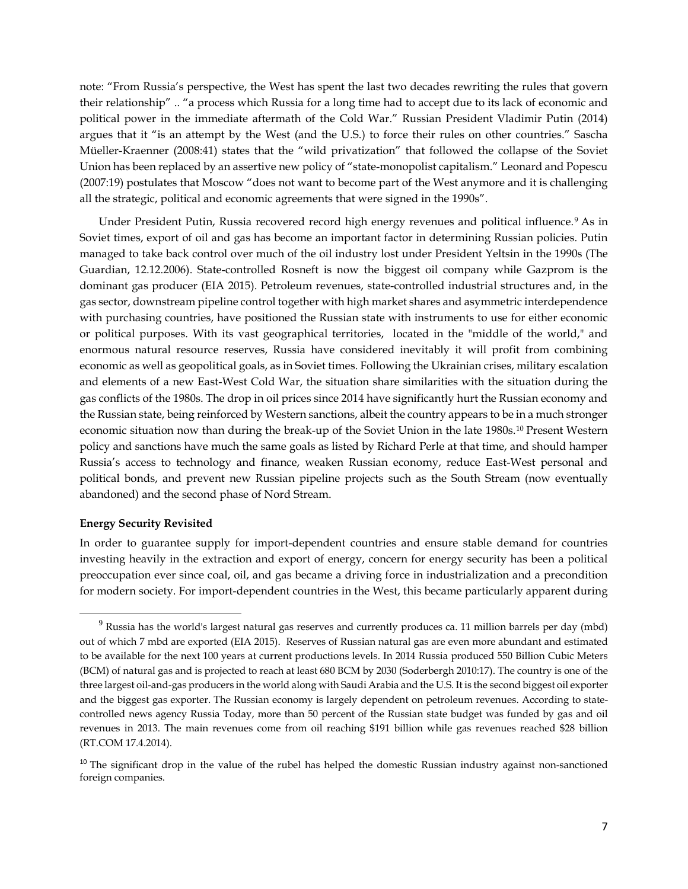note: "From Russia's perspective, the West has spent the last two decades rewriting the rules that govern their relationship" .. "a process which Russia for a long time had to accept due to its lack of economic and political power in the immediate aftermath of the Cold War." Russian President Vladimir Putin (2014) argues that it "is an attempt by the West (and the U.S.) to force their rules on other countries." Sascha Müeller-Kraenner (2008:41) states that the "wild privatization" that followed the collapse of the Soviet Union has been replaced by an assertive new policy of "state-monopolist capitalism." Leonard and Popescu (2007:19) postulates that Moscow "does not want to become part of the West anymore and it is challenging all the strategic, political and economic agreements that were signed in the 1990s".

Under President Putin, Russia recovered record high energy revenues and political influence.[9] As in Soviet times, export of oil and gas has become an important factor in determining Russian policies. Putin managed to take back control over much of the oil industry lost under President Yeltsin in the 1990s (The Guardian, 12.12.2006). State-controlled Rosneft is now the biggest oil company while Gazprom is the dominant gas producer (EIA 2015). Petroleum revenues, state-controlled industrial structures and, in the gas sector, downstream pipeline control together with high market shares and asymmetric interdependence with purchasing countries, have positioned the Russian state with instruments to use for either economic or political purposes. With its vast geographical territories, located in the "middle of the world," and enormous natural resource reserves, Russia have considered inevitably it will profit from combining economic as well as geopolitical goals, as in Soviet times. Following the Ukrainian crises, military escalation and elements of a new East-West Cold War, the situation share similarities with the situation during the gas conflicts of the 1980s. The drop in oil prices since 2014 have significantly hurt the Russian economy and the Russian state, being reinforced by Western sanctions, albeit the country appears to be in a much stronger economic situation now than during the break-up of the Soviet Union in the late 1980s.[10] Present Western policy and sanctions have much the same goals as listed by Richard Perle at that time, and should hamper Russia's access to technology and finance, weaken Russian economy, reduce East-West personal and political bonds, and prevent new Russian pipeline projects such as the South Stream (now eventually abandoned) and the second phase of Nord Stream.

**Energy Security Revisited**

In order to guarantee supply for import-dependent countries and ensure stable demand for countries investing heavily in the extraction and export of energy, concern for energy security has been a political preoccupation ever since coal, oil, and gas became a driving force in industrialization and a precondition for modern society. For import-dependent countries in the West, this became particularly apparent during

---

[9] Russia has the world's largest natural gas reserves and currently produces ca. 11 million barrels per day (mbd) out of which 7 mbd are exported (EIA 2015). Reserves of Russian natural gas are even more abundant and estimated to be available for the next 100 years at current productions levels. In 2014 Russia produced 550 Billion Cubic Meters (BCM) of natural gas and is projected to reach at least 680 BCM by 2030 (Soderbergh 2010:17). The country is one of the three largest oil-and-gas producers in the world along with Saudi Arabia and the U.S. It is the second biggest oil exporter and the biggest gas exporter. The Russian economy is largely dependent on petroleum revenues. According to state-controlled news agency Russia Today, more than 50 percent of the Russian state budget was funded by gas and oil revenues in 2013. The main revenues come from oil reaching $191 billion while gas revenues reached $28 billion (RT.COM 17.4.2014).

[10] The significant drop in the value of the rubel has helped the domestic Russian industry against non-sanctioned foreign companies.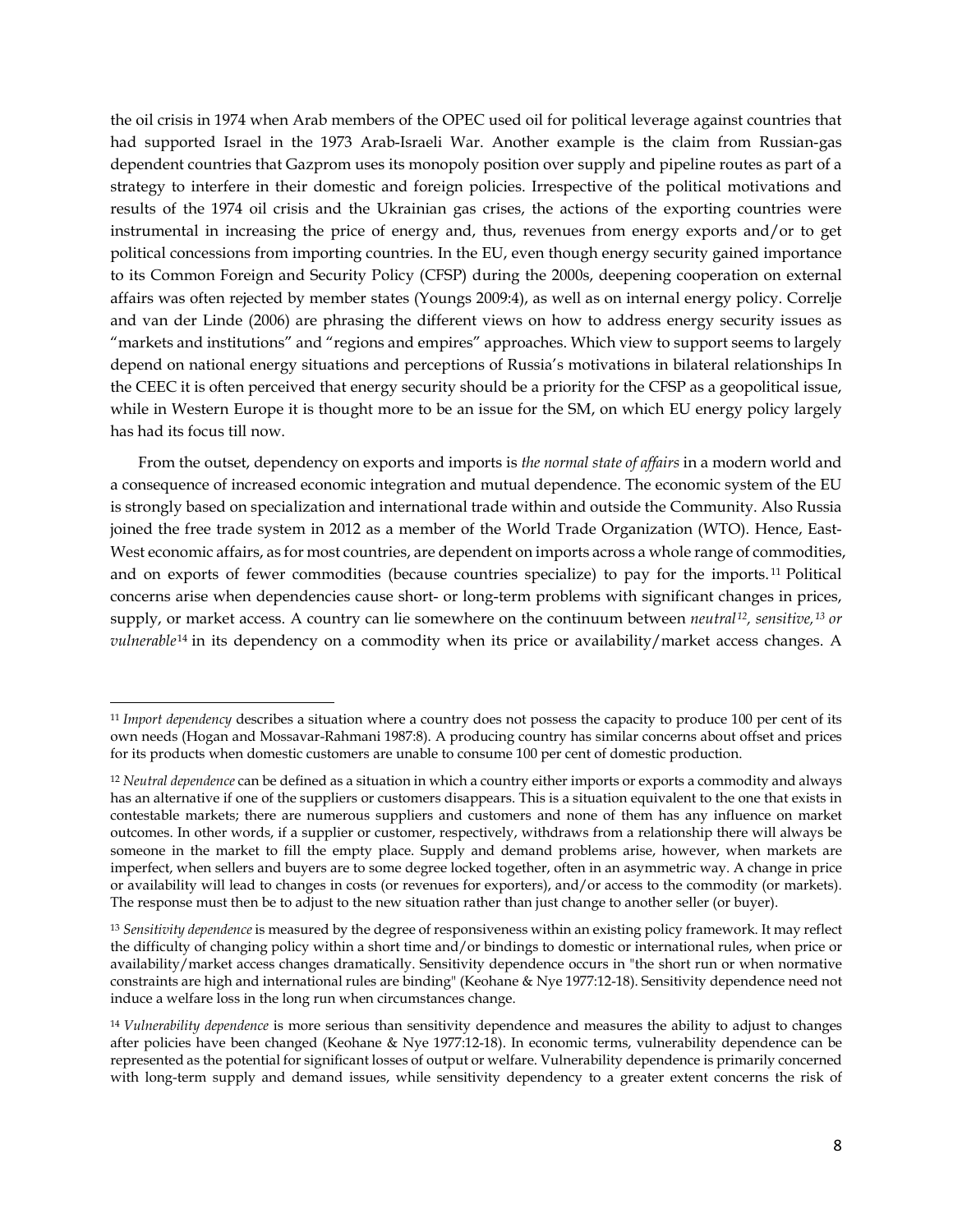the oil crisis in 1974 when Arab members of the OPEC used oil for political leverage against countries that had supported Israel in the 1973 Arab-Israeli War. Another example is the claim from Russian-gas dependent countries that Gazprom uses its monopoly position over supply and pipeline routes as part of a strategy to interfere in their domestic and foreign policies. Irrespective of the political motivations and results of the 1974 oil crisis and the Ukrainian gas crises, the actions of the exporting countries were instrumental in increasing the price of energy and, thus, revenues from energy exports and/or to get political concessions from importing countries. In the EU, even though energy security gained importance to its Common Foreign and Security Policy (CFSP) during the 2000s, deepening cooperation on external affairs was often rejected by member states (Youngs 2009:4), as well as on internal energy policy. Correlje and van der Linde (2006) are phrasing the different views on how to address energy security issues as "markets and institutions" and "regions and empires" approaches. Which view to support seems to largely depend on national energy situations and perceptions of Russia's motivations in bilateral relationships In the CEEC it is often perceived that energy security should be a priority for the CFSP as a geopolitical issue, while in Western Europe it is thought more to be an issue for the SM, on which EU energy policy largely has had its focus till now.

From the outset, dependency on exports and imports is *the normal state of affairs* in a modern world and a consequence of increased economic integration and mutual dependence. The economic system of the EU is strongly based on specialization and international trade within and outside the Community. Also Russia joined the free trade system in 2012 as a member of the World Trade Organization (WTO). Hence, East-West economic affairs, as for most countries, are dependent on imports across a whole range of commodities, and on exports of fewer commodities (because countries specialize) to pay for the imports.[11] Political concerns arise when dependencies cause short- or long-term problems with significant changes in prices, supply, or market access. A country can lie somewhere on the continuum between *neutral*[12], *sensitive,*[13] *or vulnerable*[14] in its dependency on a commodity when its price or availability/market access changes. A

---

[11] *Import dependency* describes a situation where a country does not possess the capacity to produce 100 per cent of its own needs (Hogan and Mossavar-Rahmani 1987:8). A producing country has similar concerns about offset and prices for its products when domestic customers are unable to consume 100 per cent of domestic production.

[12] *Neutral dependence* can be defined as a situation in which a country either imports or exports a commodity and always has an alternative if one of the suppliers or customers disappears. This is a situation equivalent to the one that exists in contestable markets; there are numerous suppliers and customers and none of them has any influence on market outcomes. In other words, if a supplier or customer, respectively, withdraws from a relationship there will always be someone in the market to fill the empty place. Supply and demand problems arise, however, when markets are imperfect, when sellers and buyers are to some degree locked together, often in an asymmetric way. A change in price or availability will lead to changes in costs (or revenues for exporters), and/or access to the commodity (or markets). The response must then be to adjust to the new situation rather than just change to another seller (or buyer).

[13] *Sensitivity dependence* is measured by the degree of responsiveness within an existing policy framework. It may reflect the difficulty of changing policy within a short time and/or bindings to domestic or international rules, when price or availability/market access changes dramatically. Sensitivity dependence occurs in "the short run or when normative constraints are high and international rules are binding" (Keohane & Nye 1977:12-18). Sensitivity dependence need not induce a welfare loss in the long run when circumstances change.

[14] *Vulnerability dependence* is more serious than sensitivity dependence and measures the ability to adjust to changes after policies have been changed (Keohane & Nye 1977:12-18). In economic terms, vulnerability dependence can be represented as the potential for significant losses of output or welfare. Vulnerability dependence is primarily concerned with long-term supply and demand issues, while sensitivity dependency to a greater extent concerns the risk of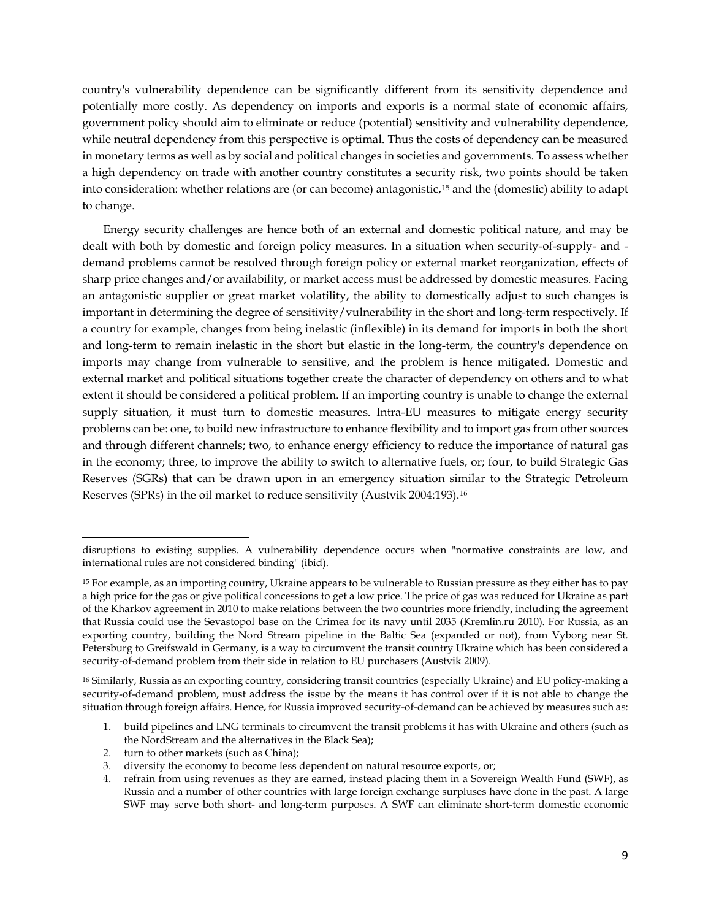country's vulnerability dependence can be significantly different from its sensitivity dependence and potentially more costly. As dependency on imports and exports is a normal state of economic affairs, government policy should aim to eliminate or reduce (potential) sensitivity and vulnerability dependence, while neutral dependency from this perspective is optimal. Thus the costs of dependency can be measured in monetary terms as well as by social and political changes in societies and governments. To assess whether a high dependency on trade with another country constitutes a security risk, two points should be taken into consideration: whether relations are (or can become) antagonistic,[15] and the (domestic) ability to adapt to change.

Energy security challenges are hence both of an external and domestic political nature, and may be dealt with both by domestic and foreign policy measures. In a situation when security-of-supply- and -demand problems cannot be resolved through foreign policy or external market reorganization, effects of sharp price changes and/or availability, or market access must be addressed by domestic measures. Facing an antagonistic supplier or great market volatility, the ability to domestically adjust to such changes is important in determining the degree of sensitivity/vulnerability in the short and long-term respectively. If a country for example, changes from being inelastic (inflexible) in its demand for imports in both the short and long-term to remain inelastic in the short but elastic in the long-term, the country's dependence on imports may change from vulnerable to sensitive, and the problem is hence mitigated. Domestic and external market and political situations together create the character of dependency on others and to what extent it should be considered a political problem. If an importing country is unable to change the external supply situation, it must turn to domestic measures. Intra-EU measures to mitigate energy security problems can be: one, to build new infrastructure to enhance flexibility and to import gas from other sources and through different channels; two, to enhance energy efficiency to reduce the importance of natural gas in the economy; three, to improve the ability to switch to alternative fuels, or; four, to build Strategic Gas Reserves (SGRs) that can be drawn upon in an emergency situation similar to the Strategic Petroleum Reserves (SPRs) in the oil market to reduce sensitivity (Austvik 2004:193).[16]

---

disruptions to existing supplies. A vulnerability dependence occurs when "normative constraints are low, and international rules are not considered binding" (ibid).

[15] For example, as an importing country, Ukraine appears to be vulnerable to Russian pressure as they either has to pay a high price for the gas or give political concessions to get a low price. The price of gas was reduced for Ukraine as part of the Kharkov agreement in 2010 to make relations between the two countries more friendly, including the agreement that Russia could use the Sevastopol base on the Crimea for its navy until 2035 (Kremlin.ru 2010). For Russia, as an exporting country, building the Nord Stream pipeline in the Baltic Sea (expanded or not), from Vyborg near St. Petersburg to Greifswald in Germany, is a way to circumvent the transit country Ukraine which has been considered a security-of-demand problem from their side in relation to EU purchasers (Austvik 2009).

[16] Similarly, Russia as an exporting country, considering transit countries (especially Ukraine) and EU policy-making a security-of-demand problem, must address the issue by the means it has control over if it is not able to change the situation through foreign affairs. Hence, for Russia improved security-of-demand can be achieved by measures such as:

1. build pipelines and LNG terminals to circumvent the transit problems it has with Ukraine and others (such as the NordStream and the alternatives in the Black Sea);
2. turn to other markets (such as China);
3. diversify the economy to become less dependent on natural resource exports, or;
4. refrain from using revenues as they are earned, instead placing them in a Sovereign Wealth Fund (SWF), as Russia and a number of other countries with large foreign exchange surpluses have done in the past. A large SWF may serve both short- and long-term purposes. A SWF can eliminate short-term domestic economic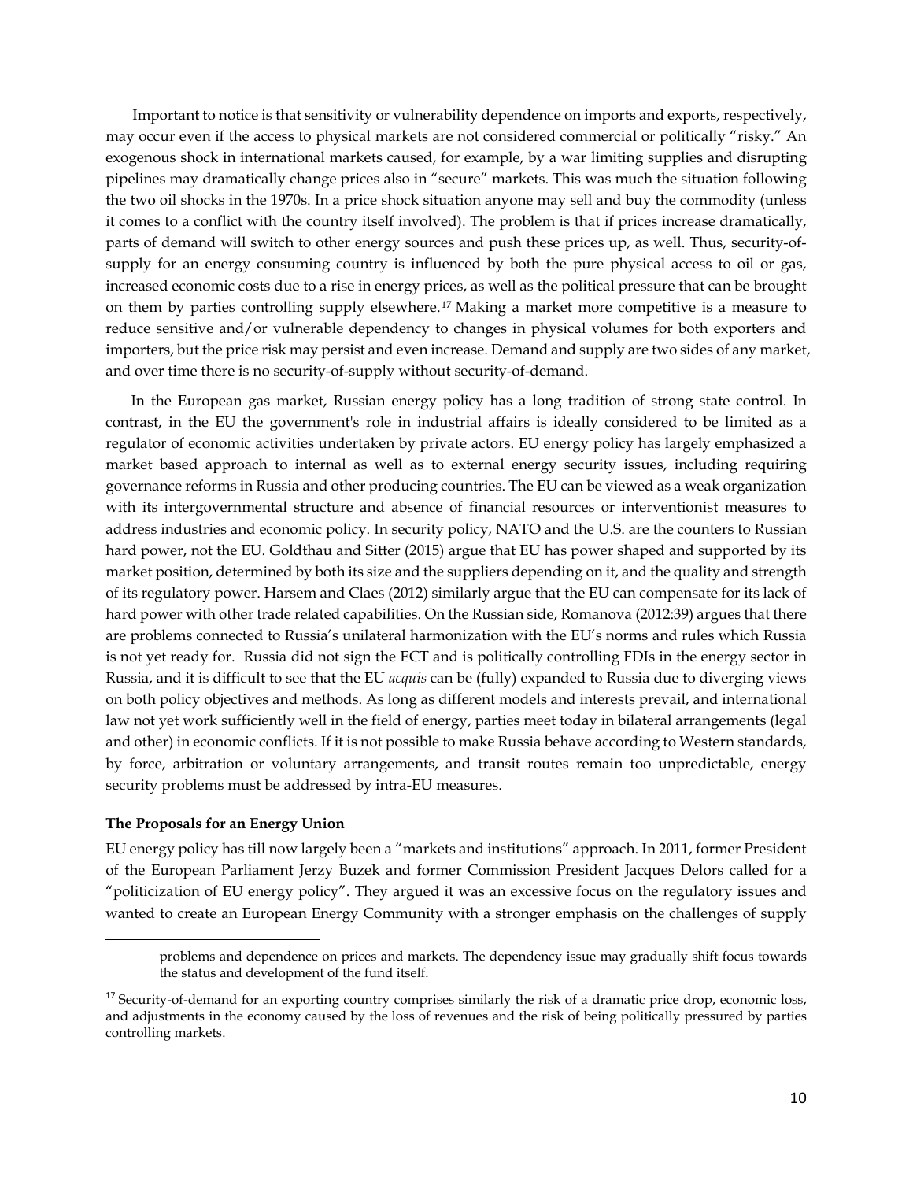Important to notice is that sensitivity or vulnerability dependence on imports and exports, respectively, may occur even if the access to physical markets are not considered commercial or politically "risky." An exogenous shock in international markets caused, for example, by a war limiting supplies and disrupting pipelines may dramatically change prices also in "secure" markets. This was much the situation following the two oil shocks in the 1970s. In a price shock situation anyone may sell and buy the commodity (unless it comes to a conflict with the country itself involved). The problem is that if prices increase dramatically, parts of demand will switch to other energy sources and push these prices up, as well. Thus, security-of-supply for an energy consuming country is influenced by both the pure physical access to oil or gas, increased economic costs due to a rise in energy prices, as well as the political pressure that can be brought on them by parties controlling supply elsewhere.[17] Making a market more competitive is a measure to reduce sensitive and/or vulnerable dependency to changes in physical volumes for both exporters and importers, but the price risk may persist and even increase. Demand and supply are two sides of any market, and over time there is no security-of-supply without security-of-demand.

In the European gas market, Russian energy policy has a long tradition of strong state control. In contrast, in the EU the government's role in industrial affairs is ideally considered to be limited as a regulator of economic activities undertaken by private actors. EU energy policy has largely emphasized a market based approach to internal as well as to external energy security issues, including requiring governance reforms in Russia and other producing countries. The EU can be viewed as a weak organization with its intergovernmental structure and absence of financial resources or interventionist measures to address industries and economic policy. In security policy, NATO and the U.S. are the counters to Russian hard power, not the EU. Goldthau and Sitter (2015) argue that EU has power shaped and supported by its market position, determined by both its size and the suppliers depending on it, and the quality and strength of its regulatory power. Harsem and Claes (2012) similarly argue that the EU can compensate for its lack of hard power with other trade related capabilities. On the Russian side, Romanova (2012:39) argues that there are problems connected to Russia's unilateral harmonization with the EU's norms and rules which Russia is not yet ready for. Russia did not sign the ECT and is politically controlling FDIs in the energy sector in Russia, and it is difficult to see that the EU *acquis* can be (fully) expanded to Russia due to diverging views on both policy objectives and methods. As long as different models and interests prevail, and international law not yet work sufficiently well in the field of energy, parties meet today in bilateral arrangements (legal and other) in economic conflicts. If it is not possible to make Russia behave according to Western standards, by force, arbitration or voluntary arrangements, and transit routes remain too unpredictable, energy security problems must be addressed by intra-EU measures.

**The Proposals for an Energy Union**

EU energy policy has till now largely been a "markets and institutions" approach. In 2011, former President of the European Parliament Jerzy Buzek and former Commission President Jacques Delors called for a "politicization of EU energy policy". They argued it was an excessive focus on the regulatory issues and wanted to create an European Energy Community with a stronger emphasis on the challenges of supply

---

problems and dependence on prices and markets. The dependency issue may gradually shift focus towards the status and development of the fund itself.

[17] Security-of-demand for an exporting country comprises similarly the risk of a dramatic price drop, economic loss, and adjustments in the economy caused by the loss of revenues and the risk of being politically pressured by parties controlling markets.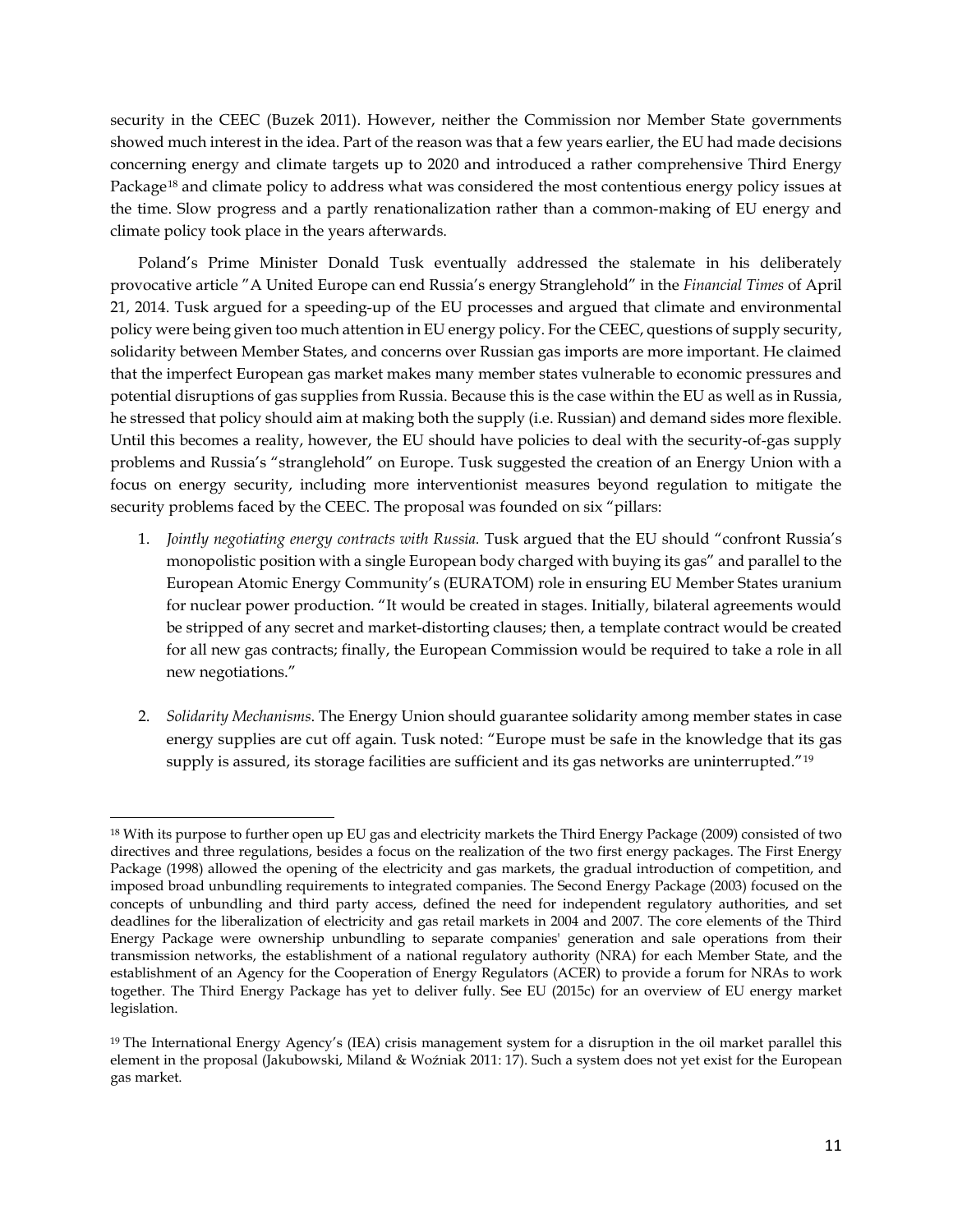security in the CEEC (Buzek 2011). However, neither the Commission nor Member State governments showed much interest in the idea. Part of the reason was that a few years earlier, the EU had made decisions concerning energy and climate targets up to 2020 and introduced a rather comprehensive Third Energy Package[18] and climate policy to address what was considered the most contentious energy policy issues at the time. Slow progress and a partly renationalization rather than a common-making of EU energy and climate policy took place in the years afterwards.

Poland's Prime Minister Donald Tusk eventually addressed the stalemate in his deliberately provocative article "A United Europe can end Russia's energy Stranglehold" in the *Financial Times* of April 21, 2014. Tusk argued for a speeding-up of the EU processes and argued that climate and environmental policy were being given too much attention in EU energy policy. For the CEEC, questions of supply security, solidarity between Member States, and concerns over Russian gas imports are more important. He claimed that the imperfect European gas market makes many member states vulnerable to economic pressures and potential disruptions of gas supplies from Russia. Because this is the case within the EU as well as in Russia, he stressed that policy should aim at making both the supply (i.e. Russian) and demand sides more flexible. Until this becomes a reality, however, the EU should have policies to deal with the security-of-gas supply problems and Russia's "stranglehold" on Europe. Tusk suggested the creation of an Energy Union with a focus on energy security, including more interventionist measures beyond regulation to mitigate the security problems faced by the CEEC. The proposal was founded on six "pillars:

1. *Jointly negotiating energy contracts with Russia.* Tusk argued that the EU should "confront Russia's monopolistic position with a single European body charged with buying its gas" and parallel to the European Atomic Energy Community's (EURATOM) role in ensuring EU Member States uranium for nuclear power production. "It would be created in stages. Initially, bilateral agreements would be stripped of any secret and market-distorting clauses; then, a template contract would be created for all new gas contracts; finally, the European Commission would be required to take a role in all new negotiations."

2. *Solidarity Mechanisms*. The Energy Union should guarantee solidarity among member states in case energy supplies are cut off again. Tusk noted: "Europe must be safe in the knowledge that its gas supply is assured, its storage facilities are sufficient and its gas networks are uninterrupted."[19]

---

[18] With its purpose to further open up EU gas and electricity markets the Third Energy Package (2009) consisted of two directives and three regulations, besides a focus on the realization of the two first energy packages. The First Energy Package (1998) allowed the opening of the electricity and gas markets, the gradual introduction of competition, and imposed broad unbundling requirements to integrated companies. The Second Energy Package (2003) focused on the concepts of unbundling and third party access, defined the need for independent regulatory authorities, and set deadlines for the liberalization of electricity and gas retail markets in 2004 and 2007. The core elements of the Third Energy Package were ownership unbundling to separate companies' generation and sale operations from their transmission networks, the establishment of a national regulatory authority (NRA) for each Member State, and the establishment of an Agency for the Cooperation of Energy Regulators (ACER) to provide a forum for NRAs to work together. The Third Energy Package has yet to deliver fully. See EU (2015c) for an overview of EU energy market legislation.

[19] The International Energy Agency's (IEA) crisis management system for a disruption in the oil market parallel this element in the proposal (Jakubowski, Miland & Woźniak 2011: 17). Such a system does not yet exist for the European gas market.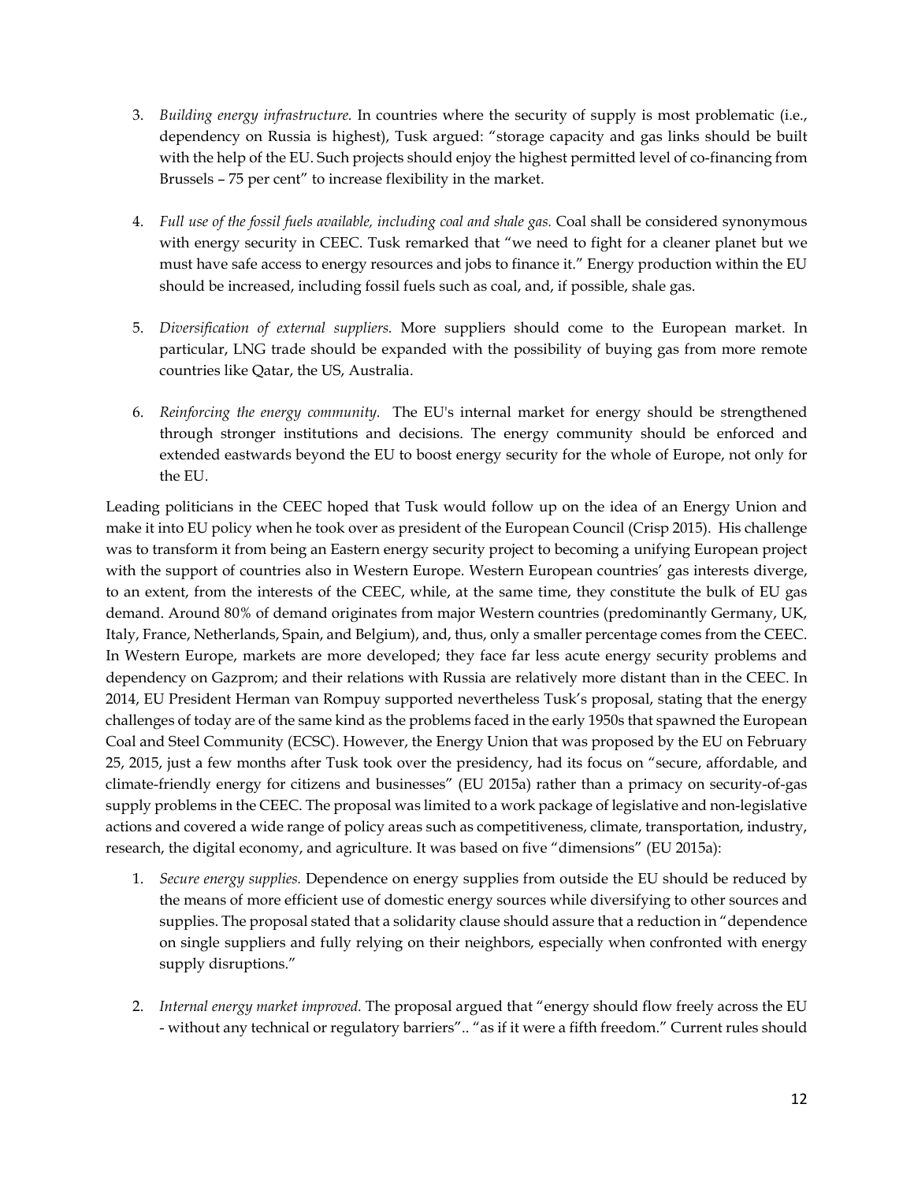3. *Building energy infrastructure.* In countries where the security of supply is most problematic (i.e., dependency on Russia is highest), Tusk argued: "storage capacity and gas links should be built with the help of the EU. Such projects should enjoy the highest permitted level of co-financing from Brussels – 75 per cent" to increase flexibility in the market.

4. *Full use of the fossil fuels available, including coal and shale gas.* Coal shall be considered synonymous with energy security in CEEC. Tusk remarked that "we need to fight for a cleaner planet but we must have safe access to energy resources and jobs to finance it." Energy production within the EU should be increased, including fossil fuels such as coal, and, if possible, shale gas.

5. *Diversification of external suppliers.* More suppliers should come to the European market. In particular, LNG trade should be expanded with the possibility of buying gas from more remote countries like Qatar, the US, Australia.

6. *Reinforcing the energy community.* The EU's internal market for energy should be strengthened through stronger institutions and decisions. The energy community should be enforced and extended eastwards beyond the EU to boost energy security for the whole of Europe, not only for the EU.

Leading politicians in the CEEC hoped that Tusk would follow up on the idea of an Energy Union and make it into EU policy when he took over as president of the European Council (Crisp 2015). His challenge was to transform it from being an Eastern energy security project to becoming a unifying European project with the support of countries also in Western Europe. Western European countries' gas interests diverge, to an extent, from the interests of the CEEC, while, at the same time, they constitute the bulk of EU gas demand. Around 80% of demand originates from major Western countries (predominantly Germany, UK, Italy, France, Netherlands, Spain, and Belgium), and, thus, only a smaller percentage comes from the CEEC. In Western Europe, markets are more developed; they face far less acute energy security problems and dependency on Gazprom; and their relations with Russia are relatively more distant than in the CEEC. In 2014, EU President Herman van Rompuy supported nevertheless Tusk's proposal, stating that the energy challenges of today are of the same kind as the problems faced in the early 1950s that spawned the European Coal and Steel Community (ECSC). However, the Energy Union that was proposed by the EU on February 25, 2015, just a few months after Tusk took over the presidency, had its focus on "secure, affordable, and climate-friendly energy for citizens and businesses" (EU 2015a) rather than a primacy on security-of-gas supply problems in the CEEC. The proposal was limited to a work package of legislative and non-legislative actions and covered a wide range of policy areas such as competitiveness, climate, transportation, industry, research, the digital economy, and agriculture. It was based on five "dimensions" (EU 2015a):

1. *Secure energy supplies.* Dependence on energy supplies from outside the EU should be reduced by the means of more efficient use of domestic energy sources while diversifying to other sources and supplies. The proposal stated that a solidarity clause should assure that a reduction in "dependence on single suppliers and fully relying on their neighbors, especially when confronted with energy supply disruptions."

2. *Internal energy market improved.* The proposal argued that "energy should flow freely across the EU - without any technical or regulatory barriers".. "as if it were a fifth freedom." Current rules should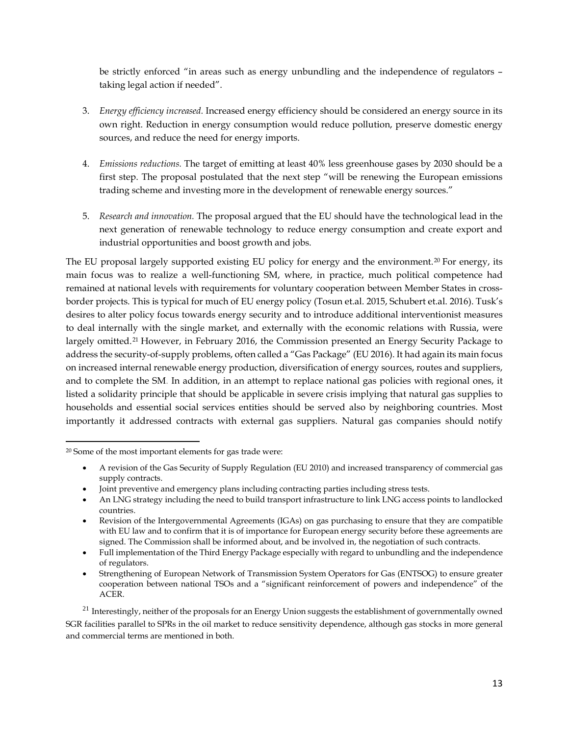be strictly enforced "in areas such as energy unbundling and the independence of regulators – taking legal action if needed".

3. *Energy efficiency increased.* Increased energy efficiency should be considered an energy source in its own right. Reduction in energy consumption would reduce pollution, preserve domestic energy sources, and reduce the need for energy imports.

4. *Emissions reductions.* The target of emitting at least 40% less greenhouse gases by 2030 should be a first step. The proposal postulated that the next step "will be renewing the European emissions trading scheme and investing more in the development of renewable energy sources."

5. *Research and innovation.* The proposal argued that the EU should have the technological lead in the next generation of renewable technology to reduce energy consumption and create export and industrial opportunities and boost growth and jobs.

The EU proposal largely supported existing EU policy for energy and the environment.[20] For energy, its main focus was to realize a well-functioning SM, where, in practice, much political competence had remained at national levels with requirements for voluntary cooperation between Member States in cross-border projects. This is typical for much of EU energy policy (Tosun et.al. 2015, Schubert et.al. 2016). Tusk's desires to alter policy focus towards energy security and to introduce additional interventionist measures to deal internally with the single market, and externally with the economic relations with Russia, were largely omitted.[21] However, in February 2016, the Commission presented an Energy Security Package to address the security-of-supply problems, often called a "Gas Package" (EU 2016). It had again its main focus on increased internal renewable energy production, diversification of energy sources, routes and suppliers, and to complete the SM. In addition, in an attempt to replace national gas policies with regional ones, it listed a solidarity principle that should be applicable in severe crisis implying that natural gas supplies to households and essential social services entities should be served also by neighboring countries. Most importantly it addressed contracts with external gas suppliers. Natural gas companies should notify

---

[20] Some of the most important elements for gas trade were:

- A revision of the Gas Security of Supply Regulation (EU 2010) and increased transparency of commercial gas supply contracts.
- Joint preventive and emergency plans including contracting parties including stress tests.
- An LNG strategy including the need to build transport infrastructure to link LNG access points to landlocked countries.
- Revision of the Intergovernmental Agreements (IGAs) on gas purchasing to ensure that they are compatible with EU law and to confirm that it is of importance for European energy security before these agreements are signed. The Commission shall be informed about, and be involved in, the negotiation of such contracts.
- Full implementation of the Third Energy Package especially with regard to unbundling and the independence of regulators.
- Strengthening of European Network of Transmission System Operators for Gas (ENTSOG) to ensure greater cooperation between national TSOs and a "significant reinforcement of powers and independence" of the ACER.

[21] Interestingly, neither of the proposals for an Energy Union suggests the establishment of governmentally owned SGR facilities parallel to SPRs in the oil market to reduce sensitivity dependence, although gas stocks in more general and commercial terms are mentioned in both.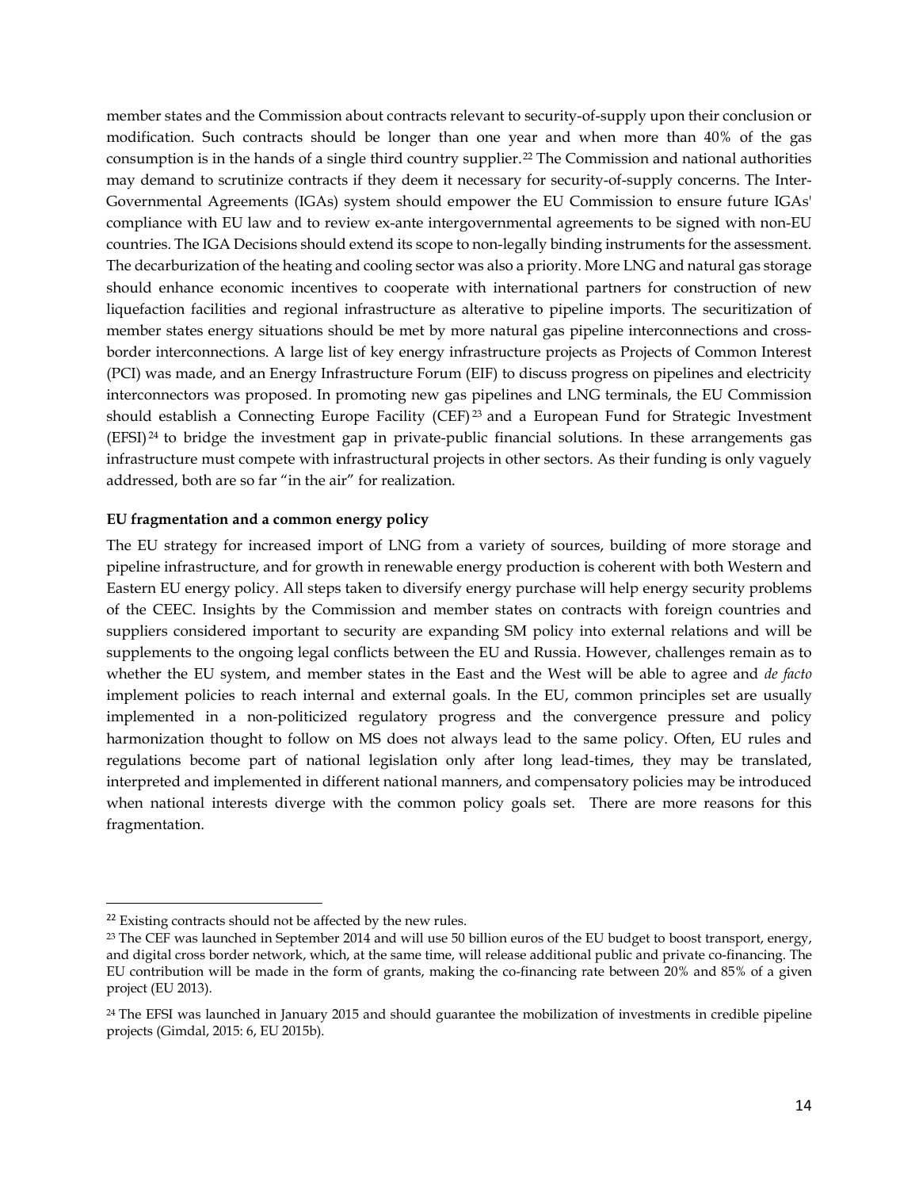member states and the Commission about contracts relevant to security-of-supply upon their conclusion or modification. Such contracts should be longer than one year and when more than 40% of the gas consumption is in the hands of a single third country supplier.[22] The Commission and national authorities may demand to scrutinize contracts if they deem it necessary for security-of-supply concerns. The Inter-Governmental Agreements (IGAs) system should empower the EU Commission to ensure future IGAs' compliance with EU law and to review ex-ante intergovernmental agreements to be signed with non-EU countries. The IGA Decisions should extend its scope to non-legally binding instruments for the assessment. The decarburization of the heating and cooling sector was also a priority. More LNG and natural gas storage should enhance economic incentives to cooperate with international partners for construction of new liquefaction facilities and regional infrastructure as alterative to pipeline imports. The securitization of member states energy situations should be met by more natural gas pipeline interconnections and cross-border interconnections. A large list of key energy infrastructure projects as Projects of Common Interest (PCI) was made, and an Energy Infrastructure Forum (EIF) to discuss progress on pipelines and electricity interconnectors was proposed. In promoting new gas pipelines and LNG terminals, the EU Commission should establish a Connecting Europe Facility (CEF)[23] and a European Fund for Strategic Investment (EFSI)[24] to bridge the investment gap in private-public financial solutions. In these arrangements gas infrastructure must compete with infrastructural projects in other sectors. As their funding is only vaguely addressed, both are so far "in the air" for realization.

**EU fragmentation and a common energy policy**

The EU strategy for increased import of LNG from a variety of sources, building of more storage and pipeline infrastructure, and for growth in renewable energy production is coherent with both Western and Eastern EU energy policy. All steps taken to diversify energy purchase will help energy security problems of the CEEC. Insights by the Commission and member states on contracts with foreign countries and suppliers considered important to security are expanding SM policy into external relations and will be supplements to the ongoing legal conflicts between the EU and Russia. However, challenges remain as to whether the EU system, and member states in the East and the West will be able to agree and *de facto* implement policies to reach internal and external goals. In the EU, common principles set are usually implemented in a non-politicized regulatory progress and the convergence pressure and policy harmonization thought to follow on MS does not always lead to the same policy. Often, EU rules and regulations become part of national legislation only after long lead-times, they may be translated, interpreted and implemented in different national manners, and compensatory policies may be introduced when national interests diverge with the common policy goals set. There are more reasons for this fragmentation.

---

[22] Existing contracts should not be affected by the new rules.

[23] The CEF was launched in September 2014 and will use 50 billion euros of the EU budget to boost transport, energy, and digital cross border network, which, at the same time, will release additional public and private co-financing. The EU contribution will be made in the form of grants, making the co-financing rate between 20% and 85% of a given project (EU 2013).

[24] The EFSI was launched in January 2015 and should guarantee the mobilization of investments in credible pipeline projects (Gimdal, 2015: 6, EU 2015b).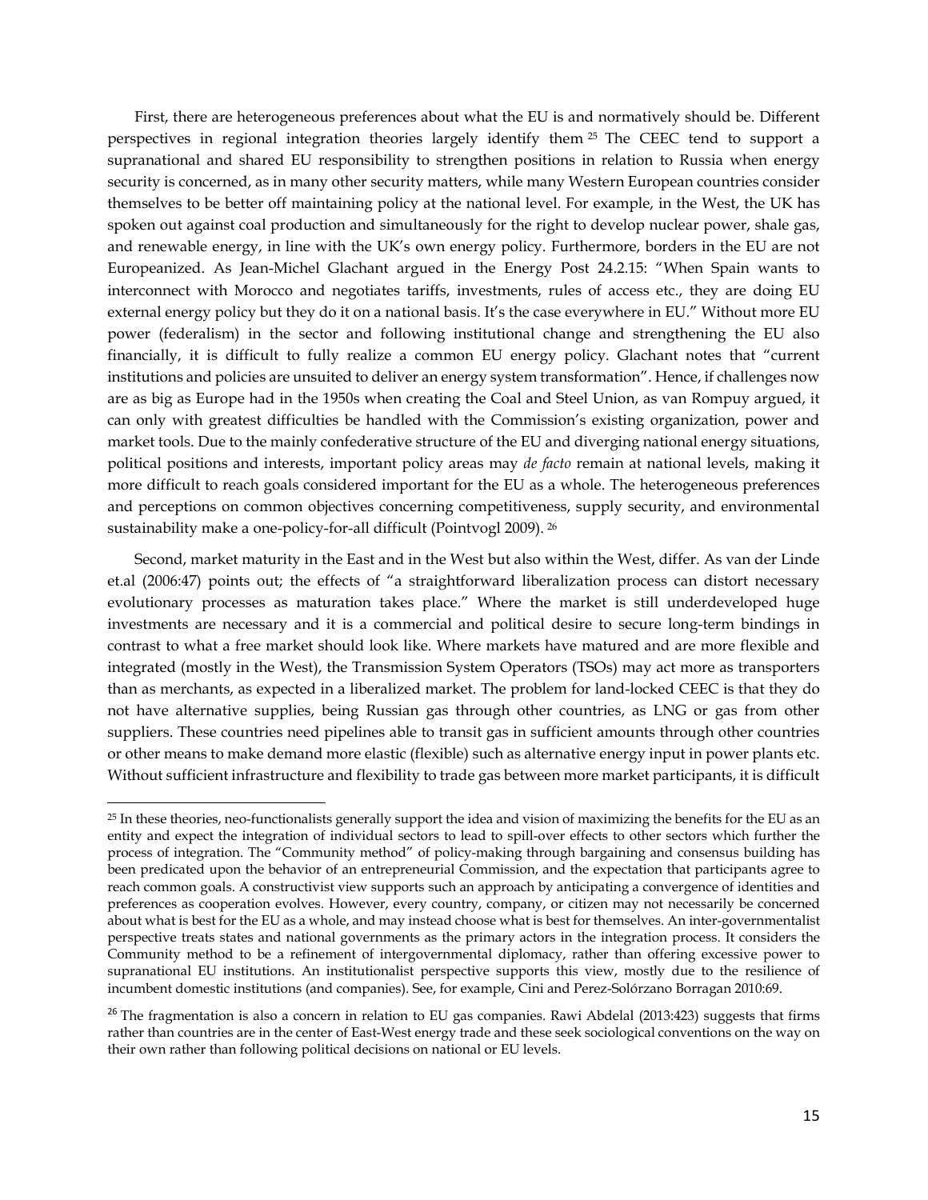First, there are heterogeneous preferences about what the EU is and normatively should be. Different perspectives in regional integration theories largely identify them [25] The CEEC tend to support a supranational and shared EU responsibility to strengthen positions in relation to Russia when energy security is concerned, as in many other security matters, while many Western European countries consider themselves to be better off maintaining policy at the national level. For example, in the West, the UK has spoken out against coal production and simultaneously for the right to develop nuclear power, shale gas, and renewable energy, in line with the UK's own energy policy. Furthermore, borders in the EU are not Europeanized. As Jean-Michel Glachant argued in the Energy Post 24.2.15: "When Spain wants to interconnect with Morocco and negotiates tariffs, investments, rules of access etc., they are doing EU external energy policy but they do it on a national basis. It's the case everywhere in EU." Without more EU power (federalism) in the sector and following institutional change and strengthening the EU also financially, it is difficult to fully realize a common EU energy policy. Glachant notes that "current institutions and policies are unsuited to deliver an energy system transformation". Hence, if challenges now are as big as Europe had in the 1950s when creating the Coal and Steel Union, as van Rompuy argued, it can only with greatest difficulties be handled with the Commission's existing organization, power and market tools. Due to the mainly confederative structure of the EU and diverging national energy situations, political positions and interests, important policy areas may *de facto* remain at national levels, making it more difficult to reach goals considered important for the EU as a whole. The heterogeneous preferences and perceptions on common objectives concerning competitiveness, supply security, and environmental sustainability make a one-policy-for-all difficult (Pointvogl 2009). [26]

Second, market maturity in the East and in the West but also within the West, differ. As van der Linde et.al (2006:47) points out; the effects of "a straightforward liberalization process can distort necessary evolutionary processes as maturation takes place." Where the market is still underdeveloped huge investments are necessary and it is a commercial and political desire to secure long-term bindings in contrast to what a free market should look like. Where markets have matured and are more flexible and integrated (mostly in the West), the Transmission System Operators (TSOs) may act more as transporters than as merchants, as expected in a liberalized market. The problem for land-locked CEEC is that they do not have alternative supplies, being Russian gas through other countries, as LNG or gas from other suppliers. These countries need pipelines able to transit gas in sufficient amounts through other countries or other means to make demand more elastic (flexible) such as alternative energy input in power plants etc. Without sufficient infrastructure and flexibility to trade gas between more market participants, it is difficult

---

[25] In these theories, neo-functionalists generally support the idea and vision of maximizing the benefits for the EU as an entity and expect the integration of individual sectors to lead to spill-over effects to other sectors which further the process of integration. The "Community method" of policy-making through bargaining and consensus building has been predicated upon the behavior of an entrepreneurial Commission, and the expectation that participants agree to reach common goals. A constructivist view supports such an approach by anticipating a convergence of identities and preferences as cooperation evolves. However, every country, company, or citizen may not necessarily be concerned about what is best for the EU as a whole, and may instead choose what is best for themselves. An inter-governmentalist perspective treats states and national governments as the primary actors in the integration process. It considers the Community method to be a refinement of intergovernmental diplomacy, rather than offering excessive power to supranational EU institutions. An institutionalist perspective supports this view, mostly due to the resilience of incumbent domestic institutions (and companies). See, for example, Cini and Perez-Solórzano Borragan 2010:69.

[26] The fragmentation is also a concern in relation to EU gas companies. Rawi Abdelal (2013:423) suggests that firms rather than countries are in the center of East-West energy trade and these seek sociological conventions on the way on their own rather than following political decisions on national or EU levels.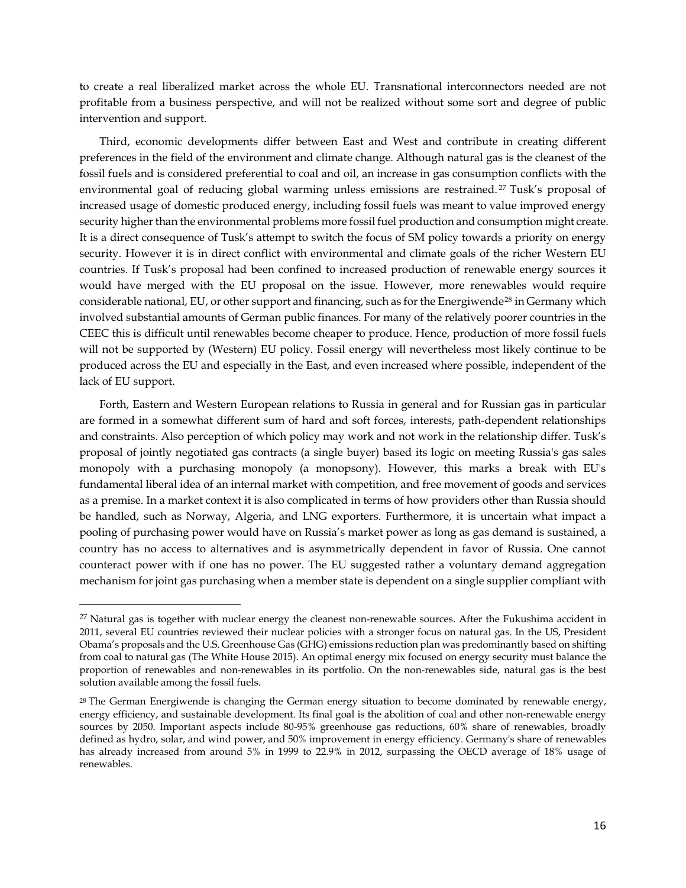to create a real liberalized market across the whole EU. Transnational interconnectors needed are not profitable from a business perspective, and will not be realized without some sort and degree of public intervention and support.

Third, economic developments differ between East and West and contribute in creating different preferences in the field of the environment and climate change. Although natural gas is the cleanest of the fossil fuels and is considered preferential to coal and oil, an increase in gas consumption conflicts with the environmental goal of reducing global warming unless emissions are restrained.[27] Tusk's proposal of increased usage of domestic produced energy, including fossil fuels was meant to value improved energy security higher than the environmental problems more fossil fuel production and consumption might create. It is a direct consequence of Tusk's attempt to switch the focus of SM policy towards a priority on energy security. However it is in direct conflict with environmental and climate goals of the richer Western EU countries. If Tusk's proposal had been confined to increased production of renewable energy sources it would have merged with the EU proposal on the issue. However, more renewables would require considerable national, EU, or other support and financing, such as for the Energiwende[28] in Germany which involved substantial amounts of German public finances. For many of the relatively poorer countries in the CEEC this is difficult until renewables become cheaper to produce. Hence, production of more fossil fuels will not be supported by (Western) EU policy. Fossil energy will nevertheless most likely continue to be produced across the EU and especially in the East, and even increased where possible, independent of the lack of EU support.

Forth, Eastern and Western European relations to Russia in general and for Russian gas in particular are formed in a somewhat different sum of hard and soft forces, interests, path-dependent relationships and constraints. Also perception of which policy may work and not work in the relationship differ. Tusk's proposal of jointly negotiated gas contracts (a single buyer) based its logic on meeting Russia's gas sales monopoly with a purchasing monopoly (a monopsony). However, this marks a break with EU's fundamental liberal idea of an internal market with competition, and free movement of goods and services as a premise. In a market context it is also complicated in terms of how providers other than Russia should be handled, such as Norway, Algeria, and LNG exporters. Furthermore, it is uncertain what impact a pooling of purchasing power would have on Russia's market power as long as gas demand is sustained, a country has no access to alternatives and is asymmetrically dependent in favor of Russia. One cannot counteract power with if one has no power. The EU suggested rather a voluntary demand aggregation mechanism for joint gas purchasing when a member state is dependent on a single supplier compliant with

---

[27] Natural gas is together with nuclear energy the cleanest non-renewable sources. After the Fukushima accident in 2011, several EU countries reviewed their nuclear policies with a stronger focus on natural gas. In the US, President Obama's proposals and the U.S. Greenhouse Gas (GHG) emissions reduction plan was predominantly based on shifting from coal to natural gas (The White House 2015). An optimal energy mix focused on energy security must balance the proportion of renewables and non-renewables in its portfolio. On the non-renewables side, natural gas is the best solution available among the fossil fuels.

[28] The German Energiewende is changing the German energy situation to become dominated by renewable energy, energy efficiency, and sustainable development. Its final goal is the abolition of coal and other non-renewable energy sources by 2050. Important aspects include 80-95% greenhouse gas reductions, 60% share of renewables, broadly defined as hydro, solar, and wind power, and 50% improvement in energy efficiency. Germany's share of renewables has already increased from around 5% in 1999 to 22.9% in 2012, surpassing the OECD average of 18% usage of renewables.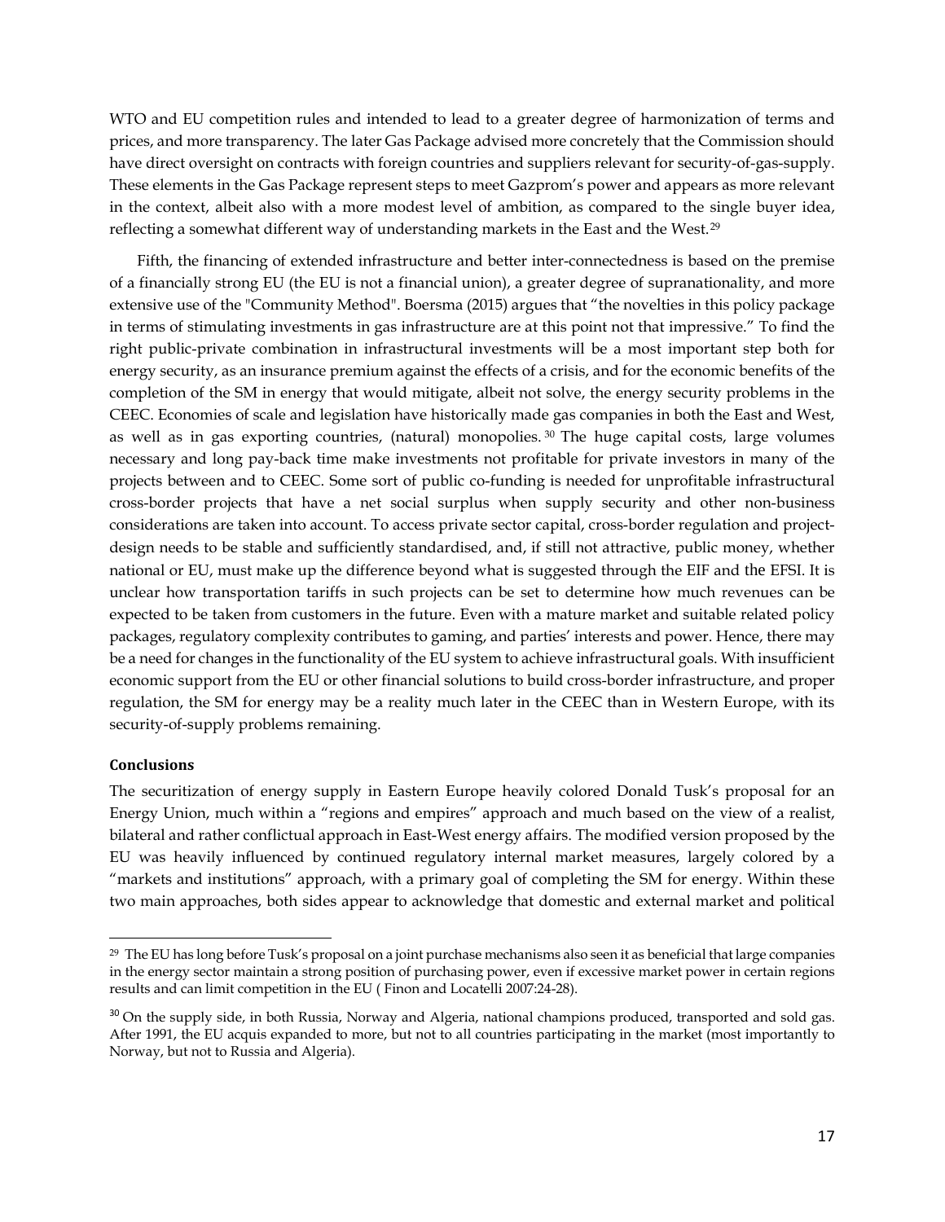WTO and EU competition rules and intended to lead to a greater degree of harmonization of terms and prices, and more transparency. The later Gas Package advised more concretely that the Commission should have direct oversight on contracts with foreign countries and suppliers relevant for security-of-gas-supply. These elements in the Gas Package represent steps to meet Gazprom's power and appears as more relevant in the context, albeit also with a more modest level of ambition, as compared to the single buyer idea, reflecting a somewhat different way of understanding markets in the East and the West.[29]

Fifth, the financing of extended infrastructure and better inter-connectedness is based on the premise of a financially strong EU (the EU is not a financial union), a greater degree of supranationality, and more extensive use of the "Community Method". Boersma (2015) argues that "the novelties in this policy package in terms of stimulating investments in gas infrastructure are at this point not that impressive." To find the right public-private combination in infrastructural investments will be a most important step both for energy security, as an insurance premium against the effects of a crisis, and for the economic benefits of the completion of the SM in energy that would mitigate, albeit not solve, the energy security problems in the CEEC. Economies of scale and legislation have historically made gas companies in both the East and West, as well as in gas exporting countries, (natural) monopolies.[30] The huge capital costs, large volumes necessary and long pay-back time make investments not profitable for private investors in many of the projects between and to CEEC. Some sort of public co-funding is needed for unprofitable infrastructural cross-border projects that have a net social surplus when supply security and other non-business considerations are taken into account. To access private sector capital, cross-border regulation and project-design needs to be stable and sufficiently standardised, and, if still not attractive, public money, whether national or EU, must make up the difference beyond what is suggested through the EIF and the EFSI. It is unclear how transportation tariffs in such projects can be set to determine how much revenues can be expected to be taken from customers in the future. Even with a mature market and suitable related policy packages, regulatory complexity contributes to gaming, and parties' interests and power. Hence, there may be a need for changes in the functionality of the EU system to achieve infrastructural goals. With insufficient economic support from the EU or other financial solutions to build cross-border infrastructure, and proper regulation, the SM for energy may be a reality much later in the CEEC than in Western Europe, with its security-of-supply problems remaining.

**Conclusions**

The securitization of energy supply in Eastern Europe heavily colored Donald Tusk's proposal for an Energy Union, much within a "regions and empires" approach and much based on the view of a realist, bilateral and rather conflictual approach in East-West energy affairs. The modified version proposed by the EU was heavily influenced by continued regulatory internal market measures, largely colored by a "markets and institutions" approach, with a primary goal of completing the SM for energy. Within these two main approaches, both sides appear to acknowledge that domestic and external market and political

---

[29] The EU has long before Tusk's proposal on a joint purchase mechanisms also seen it as beneficial that large companies in the energy sector maintain a strong position of purchasing power, even if excessive market power in certain regions results and can limit competition in the EU ( Finon and Locatelli 2007:24-28).

[30] On the supply side, in both Russia, Norway and Algeria, national champions produced, transported and sold gas. After 1991, the EU acquis expanded to more, but not to all countries participating in the market (most importantly to Norway, but not to Russia and Algeria).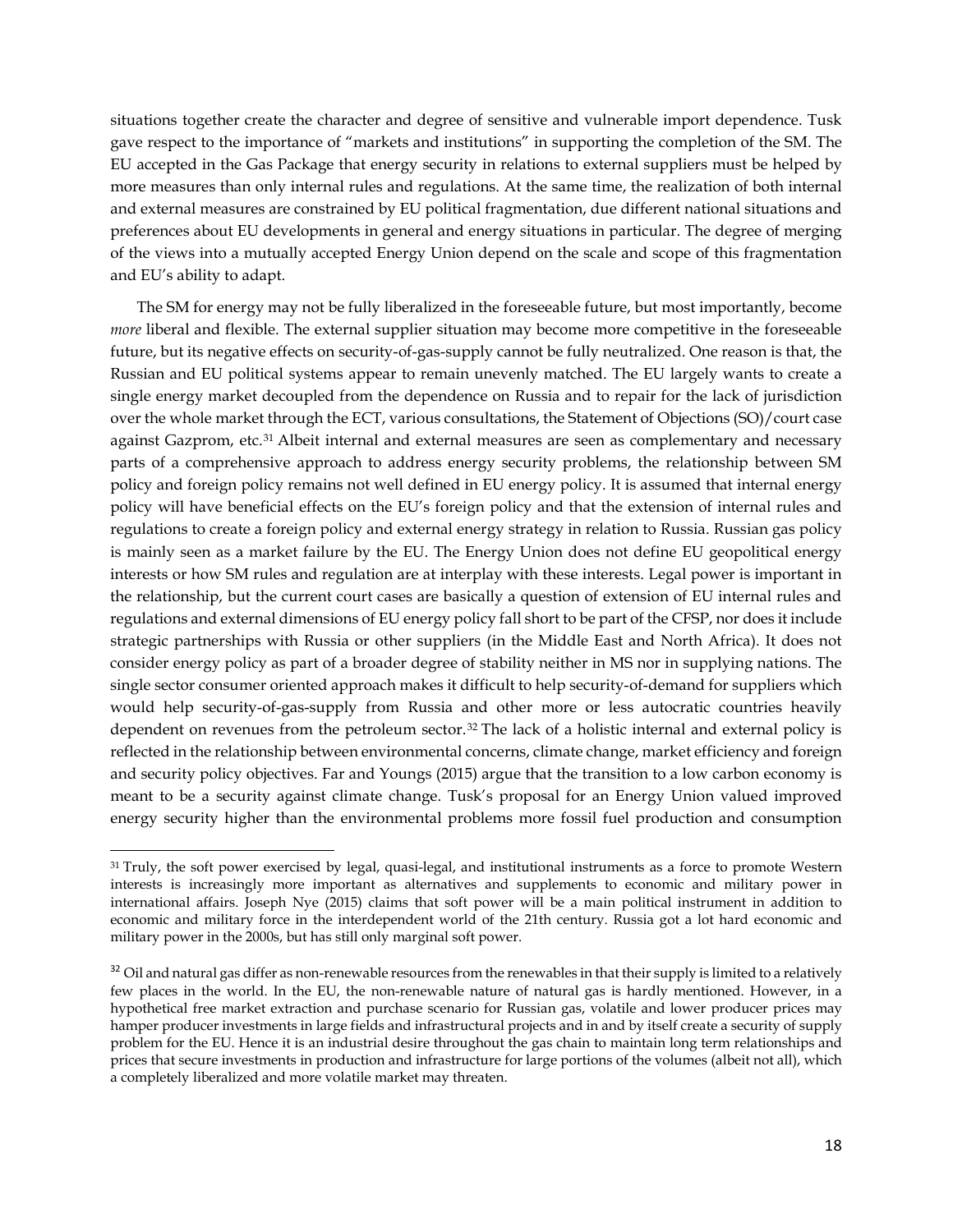situations together create the character and degree of sensitive and vulnerable import dependence. Tusk gave respect to the importance of "markets and institutions" in supporting the completion of the SM. The EU accepted in the Gas Package that energy security in relations to external suppliers must be helped by more measures than only internal rules and regulations. At the same time, the realization of both internal and external measures are constrained by EU political fragmentation, due different national situations and preferences about EU developments in general and energy situations in particular. The degree of merging of the views into a mutually accepted Energy Union depend on the scale and scope of this fragmentation and EU's ability to adapt.

The SM for energy may not be fully liberalized in the foreseeable future, but most importantly, become *more* liberal and flexible. The external supplier situation may become more competitive in the foreseeable future, but its negative effects on security-of-gas-supply cannot be fully neutralized. One reason is that, the Russian and EU political systems appear to remain unevenly matched. The EU largely wants to create a single energy market decoupled from the dependence on Russia and to repair for the lack of jurisdiction over the whole market through the ECT, various consultations, the Statement of Objections (SO)/court case against Gazprom, etc.[31] Albeit internal and external measures are seen as complementary and necessary parts of a comprehensive approach to address energy security problems, the relationship between SM policy and foreign policy remains not well defined in EU energy policy. It is assumed that internal energy policy will have beneficial effects on the EU's foreign policy and that the extension of internal rules and regulations to create a foreign policy and external energy strategy in relation to Russia. Russian gas policy is mainly seen as a market failure by the EU. The Energy Union does not define EU geopolitical energy interests or how SM rules and regulation are at interplay with these interests. Legal power is important in the relationship, but the current court cases are basically a question of extension of EU internal rules and regulations and external dimensions of EU energy policy fall short to be part of the CFSP, nor does it include strategic partnerships with Russia or other suppliers (in the Middle East and North Africa). It does not consider energy policy as part of a broader degree of stability neither in MS nor in supplying nations. The single sector consumer oriented approach makes it difficult to help security-of-demand for suppliers which would help security-of-gas-supply from Russia and other more or less autocratic countries heavily dependent on revenues from the petroleum sector.[32] The lack of a holistic internal and external policy is reflected in the relationship between environmental concerns, climate change, market efficiency and foreign and security policy objectives. Far and Youngs (2015) argue that the transition to a low carbon economy is meant to be a security against climate change. Tusk's proposal for an Energy Union valued improved energy security higher than the environmental problems more fossil fuel production and consumption

---

[31] Truly, the soft power exercised by legal, quasi-legal, and institutional instruments as a force to promote Western interests is increasingly more important as alternatives and supplements to economic and military power in international affairs. Joseph Nye (2015) claims that soft power will be a main political instrument in addition to economic and military force in the interdependent world of the 21th century. Russia got a lot hard economic and military power in the 2000s, but has still only marginal soft power.

[32] Oil and natural gas differ as non-renewable resources from the renewables in that their supply is limited to a relatively few places in the world. In the EU, the non-renewable nature of natural gas is hardly mentioned. However, in a hypothetical free market extraction and purchase scenario for Russian gas, volatile and lower producer prices may hamper producer investments in large fields and infrastructural projects and in and by itself create a security of supply problem for the EU. Hence it is an industrial desire throughout the gas chain to maintain long term relationships and prices that secure investments in production and infrastructure for large portions of the volumes (albeit not all), which a completely liberalized and more volatile market may threaten.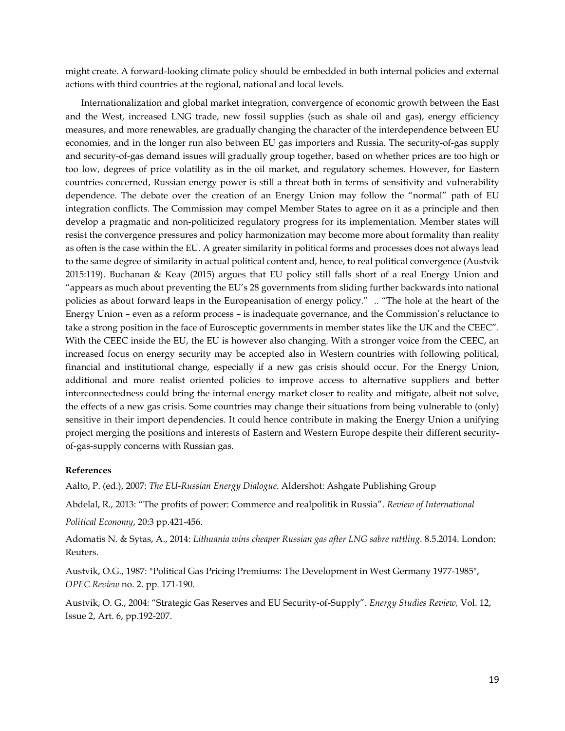might create. A forward-looking climate policy should be embedded in both internal policies and external actions with third countries at the regional, national and local levels.

Internationalization and global market integration, convergence of economic growth between the East and the West, increased LNG trade, new fossil supplies (such as shale oil and gas), energy efficiency measures, and more renewables, are gradually changing the character of the interdependence between EU economies, and in the longer run also between EU gas importers and Russia. The security-of-gas supply and security-of-gas demand issues will gradually group together, based on whether prices are too high or too low, degrees of price volatility as in the oil market, and regulatory schemes. However, for Eastern countries concerned, Russian energy power is still a threat both in terms of sensitivity and vulnerability dependence. The debate over the creation of an Energy Union may follow the "normal" path of EU integration conflicts. The Commission may compel Member States to agree on it as a principle and then develop a pragmatic and non-politicized regulatory progress for its implementation. Member states will resist the convergence pressures and policy harmonization may become more about formality than reality as often is the case within the EU. A greater similarity in political forms and processes does not always lead to the same degree of similarity in actual political content and, hence, to real political convergence (Austvik 2015:119). Buchanan & Keay (2015) argues that EU policy still falls short of a real Energy Union and "appears as much about preventing the EU's 28 governments from sliding further backwards into national policies as about forward leaps in the Europeanisation of energy policy." .. "The hole at the heart of the Energy Union – even as a reform process – is inadequate governance, and the Commission's reluctance to take a strong position in the face of Eurosceptic governments in member states like the UK and the CEEC". With the CEEC inside the EU, the EU is however also changing. With a stronger voice from the CEEC, an increased focus on energy security may be accepted also in Western countries with following political, financial and institutional change, especially if a new gas crisis should occur. For the Energy Union, additional and more realist oriented policies to improve access to alternative suppliers and better interconnectedness could bring the internal energy market closer to reality and mitigate, albeit not solve, the effects of a new gas crisis. Some countries may change their situations from being vulnerable to (only) sensitive in their import dependencies. It could hence contribute in making the Energy Union a unifying project merging the positions and interests of Eastern and Western Europe despite their different security-of-gas-supply concerns with Russian gas.

**References**

Aalto, P. (ed.), 2007: *The EU-Russian Energy Dialogue*. Aldershot: Ashgate Publishing Group

Abdelal, R., 2013: "The profits of power: Commerce and realpolitik in Russia". *Review of International Political Economy*, 20:3 pp.421-456.

Adomatis N. & Sytas, A., 2014: *Lithuania wins cheaper Russian gas after LNG sabre rattling*. 8.5.2014. London: Reuters.

Austvik, O.G., 1987: "Political Gas Pricing Premiums: The Development in West Germany 1977-1985", *OPEC Review* no. 2. pp. 171-190.

Austvik, O. G., 2004: "Strategic Gas Reserves and EU Security-of-Supply". *Energy Studies Review,* Vol. 12, Issue 2, Art. 6, pp.192-207.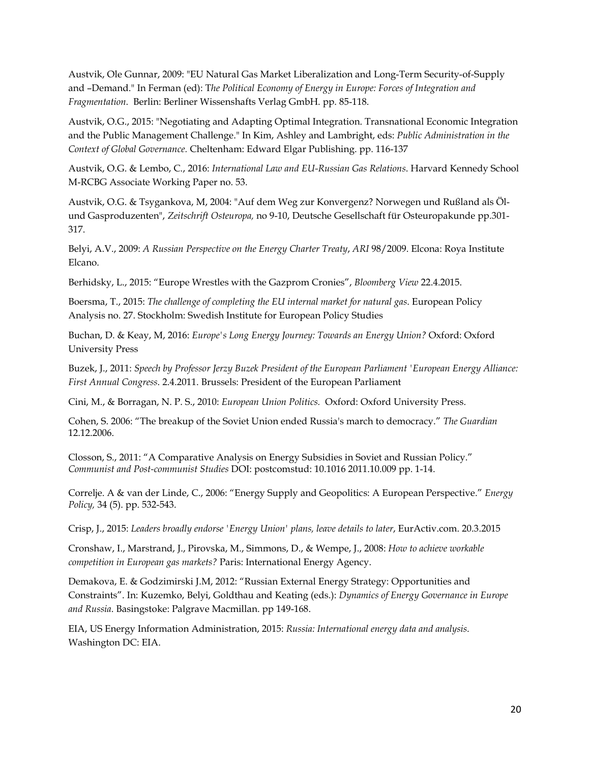Austvik, Ole Gunnar, 2009: "EU Natural Gas Market Liberalization and Long-Term Security-of-Supply and –Demand." In Ferman (ed): T*he Political Economy of Energy in Europe: Forces of Integration and Fragmentation*. Berlin: Berliner Wissenshafts Verlag GmbH. pp. 85-118.

Austvik, O.G., 2015: "Negotiating and Adapting Optimal Integration. Transnational Economic Integration and the Public Management Challenge." In Kim, Ashley and Lambright, eds: *Public Administration in the Context of Global Governance*. Cheltenham: Edward Elgar Publishing. pp. 116-137

Austvik, O.G. & Lembo, C., 2016: *International Law and EU-Russian Gas Relations*. Harvard Kennedy School M-RCBG Associate Working Paper no. 53.

Austvik, O.G. & Tsygankova, M, 2004: "Auf dem Weg zur Konvergenz? Norwegen und Rußland als Öl- und Gasproduzenten", *Zeitschrift Osteuropa,* no 9-10, Deutsche Gesellschaft für Osteuropakunde pp.301-317.

Belyi, A.V., 2009: *A Russian Perspective on the Energy Charter Treaty*, *ARI* 98/2009. Elcona: Roya Institute Elcano.

Berhidsky, L., 2015: "Europe Wrestles with the Gazprom Cronies", *Bloomberg View* 22.4.2015.

Boersma, T., 2015: *The challenge of completing the EU internal market for natural gas*. European Policy Analysis no. 27. Stockholm: Swedish Institute for European Policy Studies

Buchan, D. & Keay, M, 2016: *Europe's Long Energy Journey: Towards an Energy Union?* Oxford: Oxford University Press

Buzek, J., 2011: *Speech by Professor Jerzy Buzek President of the European Parliament 'European Energy Alliance: First Annual Congress*. 2.4.2011. Brussels: President of the European Parliament

Cini, M., & Borragan, N. P. S., 2010: *European Union Politics.* Oxford: Oxford University Press.

Cohen, S. 2006: "The breakup of the Soviet Union ended Russia's march to democracy." *The Guardian* 12.12.2006.

Closson, S., 2011: "A Comparative Analysis on Energy Subsidies in Soviet and Russian Policy." *Communist and Post-communist Studies* DOI: postcomstud: 10.1016 2011.10.009 pp. 1-14.

Correlje. A & van der Linde, C., 2006: "Energy Supply and Geopolitics: A European Perspective." *Energy Policy,* 34 (5). pp. 532-543.

Crisp, J., 2015: *Leaders broadly endorse 'Energy Union' plans, leave details to later*, EurActiv.com. 20.3.2015

Cronshaw, I., Marstrand, J., Pirovska, M., Simmons, D., & Wempe, J., 2008: *How to achieve workable competition in European gas markets?* Paris: International Energy Agency.

Demakova, E. & Godzimirski J.M, 2012: "Russian External Energy Strategy: Opportunities and Constraints". In: Kuzemko, Belyi, Goldthau and Keating (eds.): *Dynamics of Energy Governance in Europe and Russia*. Basingstoke: Palgrave Macmillan. pp 149-168.

EIA, US Energy Information Administration, 2015: *Russia: International energy data and analysis*. Washington DC: EIA.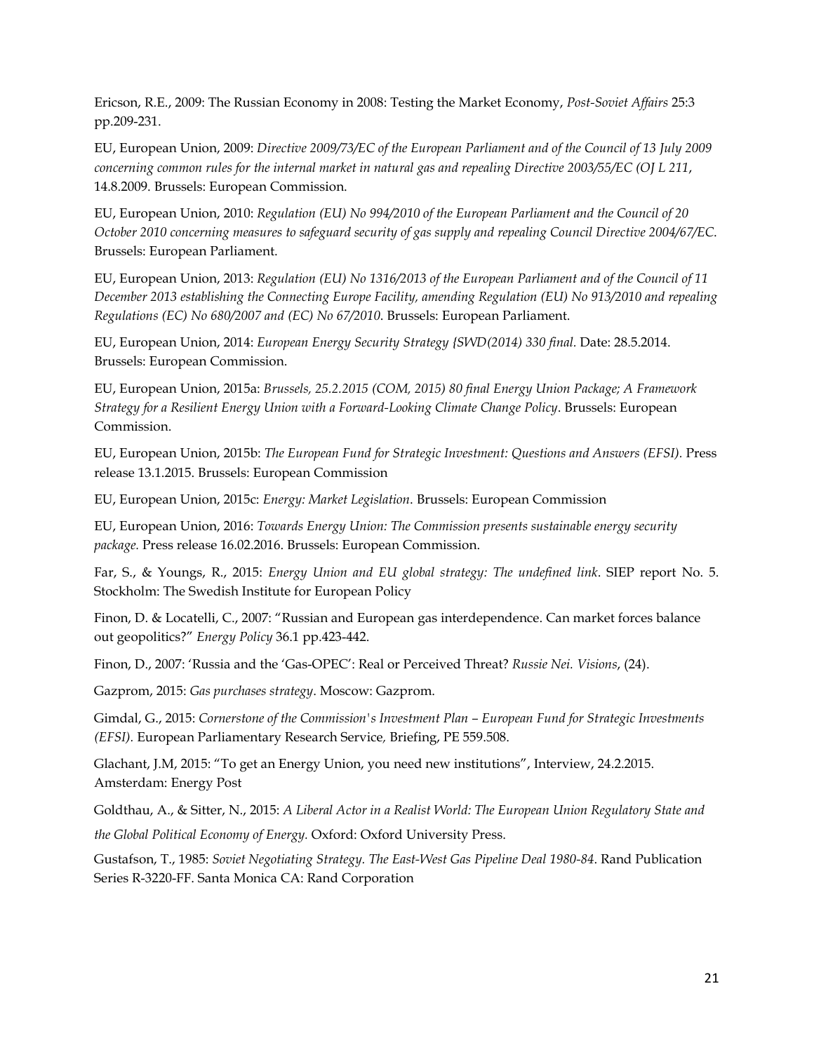Ericson, R.E., 2009: The Russian Economy in 2008: Testing the Market Economy, *Post-Soviet Affairs* 25:3 pp.209-231.

EU, European Union, 2009: *Directive 2009/73/EC of the European Parliament and of the Council of 13 July 2009 concerning common rules for the internal market in natural gas and repealing Directive 2003/55/EC (OJ L 211*, 14.8.2009. Brussels: European Commission.

EU, European Union, 2010: *Regulation (EU) No 994/2010 of the European Parliament and the Council of 20 October 2010 concerning measures to safeguard security of gas supply and repealing Council Directive 2004/67/EC*. Brussels: European Parliament.

EU, European Union, 2013: *Regulation (EU) No 1316/2013 of the European Parliament and of the Council of 11 December 2013 establishing the Connecting Europe Facility, amending Regulation (EU) No 913/2010 and repealing Regulations (EC) No 680/2007 and (EC) No 67/2010*. Brussels: European Parliament.

EU, European Union, 2014: *European Energy Security Strategy {SWD(2014) 330 final.* Date: 28.5.2014. Brussels: European Commission.

EU, European Union, 2015a: *Brussels, 25.2.2015 (COM, 2015) 80 final Energy Union Package; A Framework Strategy for a Resilient Energy Union with a Forward-Looking Climate Change Policy*. Brussels: European Commission.

EU, European Union, 2015b: *The European Fund for Strategic Investment: Questions and Answers (EFSI)*. Press release 13.1.2015. Brussels: European Commission

EU, European Union, 2015c: *Energy: Market Legislation*. Brussels: European Commission

EU, European Union, 2016: *Towards Energy Union: The Commission presents sustainable energy security package.* Press release 16.02.2016. Brussels: European Commission.

Far, S., & Youngs, R., 2015: *Energy Union and EU global strategy: The undefined link*. SIEP report No. 5. Stockholm: The Swedish Institute for European Policy

Finon, D. & Locatelli, C., 2007: "Russian and European gas interdependence. Can market forces balance out geopolitics?" *Energy Policy* 36.1 pp.423-442.

Finon, D., 2007: 'Russia and the 'Gas-OPEC': Real or Perceived Threat? *Russie Nei. Visions*, (24).

Gazprom, 2015: *Gas purchases strategy*. Moscow: Gazprom.

Gimdal, G., 2015: *Cornerstone of the Commission's Investment Plan – European Fund for Strategic Investments (EFSI).* European Parliamentary Research Service*,* Briefing, PE 559.508.

Glachant, J.M, 2015: "To get an Energy Union, you need new institutions", Interview, 24.2.2015. Amsterdam: Energy Post

Goldthau, A., & Sitter, N., 2015: *A Liberal Actor in a Realist World: The European Union Regulatory State and the Global Political Economy of Energy.* Oxford: Oxford University Press.

Gustafson, T., 1985: *Soviet Negotiating Strategy. The East-West Gas Pipeline Deal 1980-84*. Rand Publication Series R-3220-FF. Santa Monica CA: Rand Corporation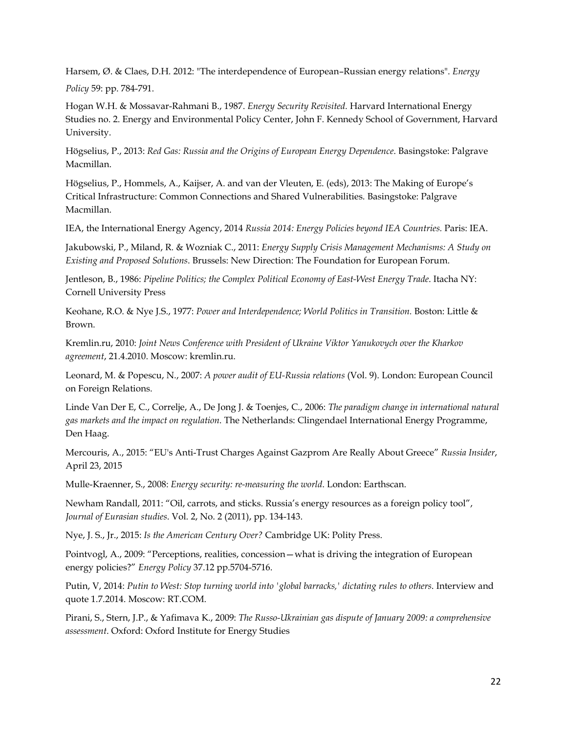Harsem, Ø. & Claes, D.H. 2012: "The interdependence of European–Russian energy relations". *Energy Policy* 59: pp. 784-791.

Hogan W.H. & Mossavar-Rahmani B., 1987. *Energy Security Revisited.* Harvard International Energy Studies no. 2. Energy and Environmental Policy Center, John F. Kennedy School of Government, Harvard University.

Högselius, P., 2013: *Red Gas: Russia and the Origins of European Energy Dependence*. Basingstoke: Palgrave Macmillan.

Högselius, P., Hommels, A., Kaijser, A. and van der Vleuten, E. (eds), 2013: The Making of Europe's Critical Infrastructure: Common Connections and Shared Vulnerabilities. Basingstoke: Palgrave Macmillan.

IEA, the International Energy Agency, 2014 *Russia 2014: Energy Policies beyond IEA Countries.* Paris: IEA.

Jakubowski, P., Miland, R. & Wozniak C., 2011: *Energy Supply Crisis Management Mechanisms: A Study on Existing and Proposed Solutions*. Brussels: New Direction: The Foundation for European Forum.

Jentleson, B., 1986: *Pipeline Politics; the Complex Political Economy of East-West Energy Trade*. Itacha NY: Cornell University Press

Keohane, R.O. & Nye J.S., 1977: *Power and Interdependence; World Politics in Transition.* Boston: Little & Brown.

Kremlin.ru, 2010: *Joint News Conference with President of Ukraine Viktor Yanukovych over the Kharkov agreement*, 21.4.2010. Moscow: kremlin.ru.

Leonard, M. & Popescu, N., 2007: *A power audit of EU-Russia relations* (Vol. 9). London: European Council on Foreign Relations.

Linde Van Der E, C., Correlje, A., De Jong J. & Toenjes, C., 2006: *The paradigm change in international natural gas markets and the impact on regulation*. The Netherlands: Clingendael International Energy Programme, Den Haag.

Mercouris, A., 2015: "EU's Anti-Trust Charges Against Gazprom Are Really About Greece" *Russia Insider*, April 23, 2015

Mulle-Kraenner, S., 2008: *Energy security: re-measuring the world*. London: Earthscan.

Newham Randall, 2011: "Oil, carrots, and sticks. Russia's energy resources as a foreign policy tool", *Journal of Eurasian studies*. Vol. 2, No. 2 (2011), pp. 134-143.

Nye, J. S., Jr., 2015: *Is the American Century Over?* Cambridge UK: Polity Press.

Pointvogl, A., 2009: "Perceptions, realities, concession—what is driving the integration of European energy policies?" *Energy Policy* 37.12 pp.5704-5716.

Putin, V, 2014: *Putin to West: Stop turning world into 'global barracks,' dictating rules to others*. Interview and quote 1.7.2014. Moscow: RT.COM.

Pirani, S., Stern, J.P., & Yafimava K., 2009: *The Russo-Ukrainian gas dispute of January 2009: a comprehensive assessment.* Oxford: Oxford Institute for Energy Studies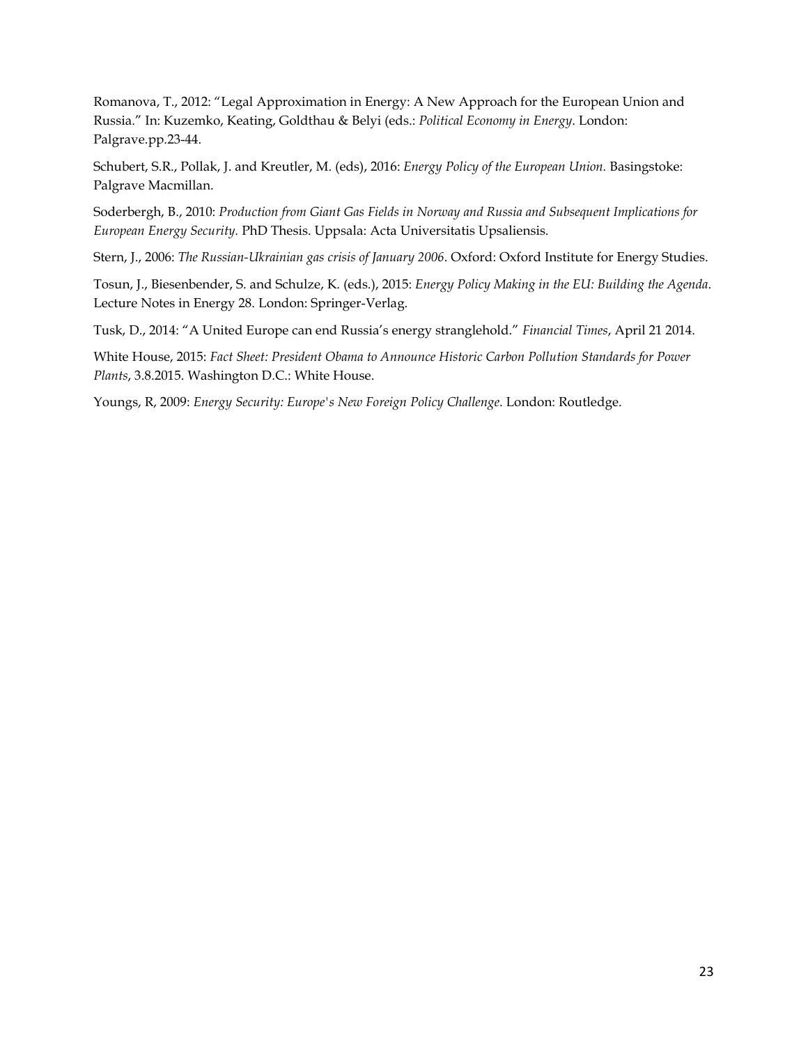Romanova, T., 2012: "Legal Approximation in Energy: A New Approach for the European Union and Russia." In: Kuzemko, Keating, Goldthau & Belyi (eds.: *Political Economy in Energy*. London: Palgrave.pp.23-44.

Schubert, S.R., Pollak, J. and Kreutler, M. (eds), 2016: *Energy Policy of the European Union.* Basingstoke: Palgrave Macmillan.

Soderbergh, B., 2010: *Production from Giant Gas Fields in Norway and Russia and Subsequent Implications for European Energy Security.* PhD Thesis. Uppsala: Acta Universitatis Upsaliensis.

Stern, J., 2006: *The Russian-Ukrainian gas crisis of January 2006*. Oxford: Oxford Institute for Energy Studies.

Tosun, J., Biesenbender, S. and Schulze, K. (eds.), 2015: *Energy Policy Making in the EU: Building the Agenda*. Lecture Notes in Energy 28. London: Springer-Verlag.

Tusk, D., 2014: "A United Europe can end Russia's energy stranglehold." *Financial Times*, April 21 2014.

White House, 2015: *Fact Sheet: President Obama to Announce Historic Carbon Pollution Standards for Power Plants*, 3.8.2015. Washington D.C.: White House.

Youngs, R, 2009: *Energy Security: Europe's New Foreign Policy Challenge*. London: Routledge.